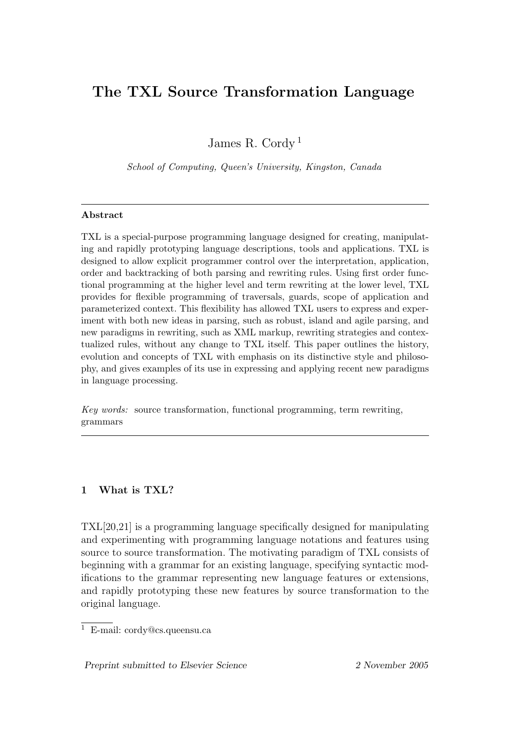# The TXL Source Transformation Language

James R. Cordy [1]

*School of Computing, Queen's University, Kingston, Canada*

---

**Abstract**

TXL is a special-purpose programming language designed for creating, manipulating and rapidly prototyping language descriptions, tools and applications. TXL is designed to allow explicit programmer control over the interpretation, application, order and backtracking of both parsing and rewriting rules. Using first order functional programming at the higher level and term rewriting at the lower level, TXL provides for flexible programming of traversals, guards, scope of application and parameterized context. This flexibility has allowed TXL users to express and experiment with both new ideas in parsing, such as robust, island and agile parsing, and new paradigms in rewriting, such as XML markup, rewriting strategies and contextualized rules, without any change to TXL itself. This paper outlines the history, evolution and concepts of TXL with emphasis on its distinctive style and philosophy, and gives examples of its use in expressing and applying recent new paradigms in language processing.

*Key words:* source transformation, functional programming, term rewriting, grammars

---

## 1 What is TXL?

TXL[20,21] is a programming language specifically designed for manipulating and experimenting with programming language notations and features using source to source transformation. The motivating paradigm of TXL consists of beginning with a grammar for an existing language, specifying syntactic modifications to the grammar representing new language features or extensions, and rapidly prototyping these new features by source transformation to the original language.

[1] E-mail: cordy@cs.queensu.ca

*Preprint submitted to Elsevier Science* — *2 November 2005*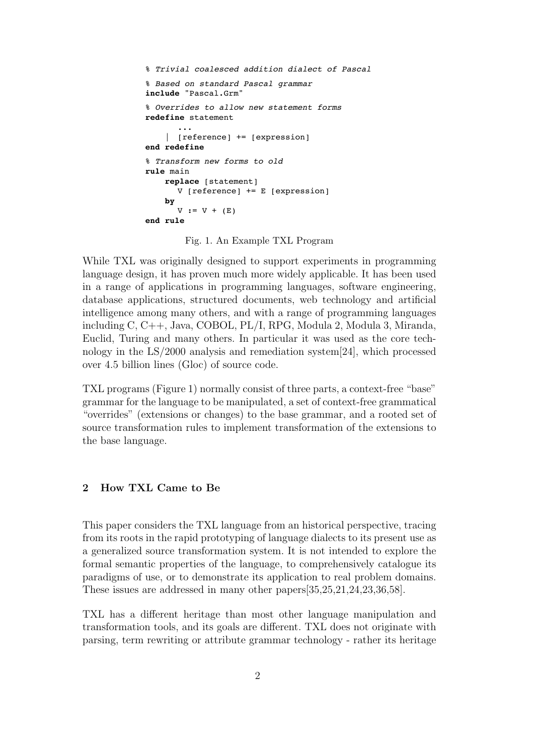```
% Trivial coalesced addition dialect of Pascal

% Based on standard Pascal grammar
include "Pascal.Grm"

% Overrides to allow new statement forms
redefine statement
        ...
    |   [reference] += [expression]
end redefine

% Transform new forms to old
rule main
    replace [statement]
       V [reference] += E [expression]
    by
       V := V + (E)
end rule
```

Fig. 1. An Example TXL Program

While TXL was originally designed to support experiments in programming language design, it has proven much more widely applicable. It has been used in a range of applications in programming languages, software engineering, database applications, structured documents, web technology and artificial intelligence among many others, and with a range of programming languages including C, C++, Java, COBOL, PL/I, RPG, Modula 2, Modula 3, Miranda, Euclid, Turing and many others. In particular it was used as the core technology in the LS/2000 analysis and remediation system[24], which processed over 4.5 billion lines (Gloc) of source code.

TXL programs (Figure 1) normally consist of three parts, a context-free "base" grammar for the language to be manipulated, a set of context-free grammatical "overrides" (extensions or changes) to the base grammar, and a rooted set of source transformation rules to implement transformation of the extensions to the base language.

## 2 How TXL Came to Be

This paper considers the TXL language from an historical perspective, tracing from its roots in the rapid prototyping of language dialects to its present use as a generalized source transformation system. It is not intended to explore the formal semantic properties of the language, to comprehensively catalogue its paradigms of use, or to demonstrate its application to real problem domains. These issues are addressed in many other papers[35,25,21,24,23,36,58].

TXL has a different heritage than most other language manipulation and transformation tools, and its goals are different. TXL does not originate with parsing, term rewriting or attribute grammar technology - rather its heritage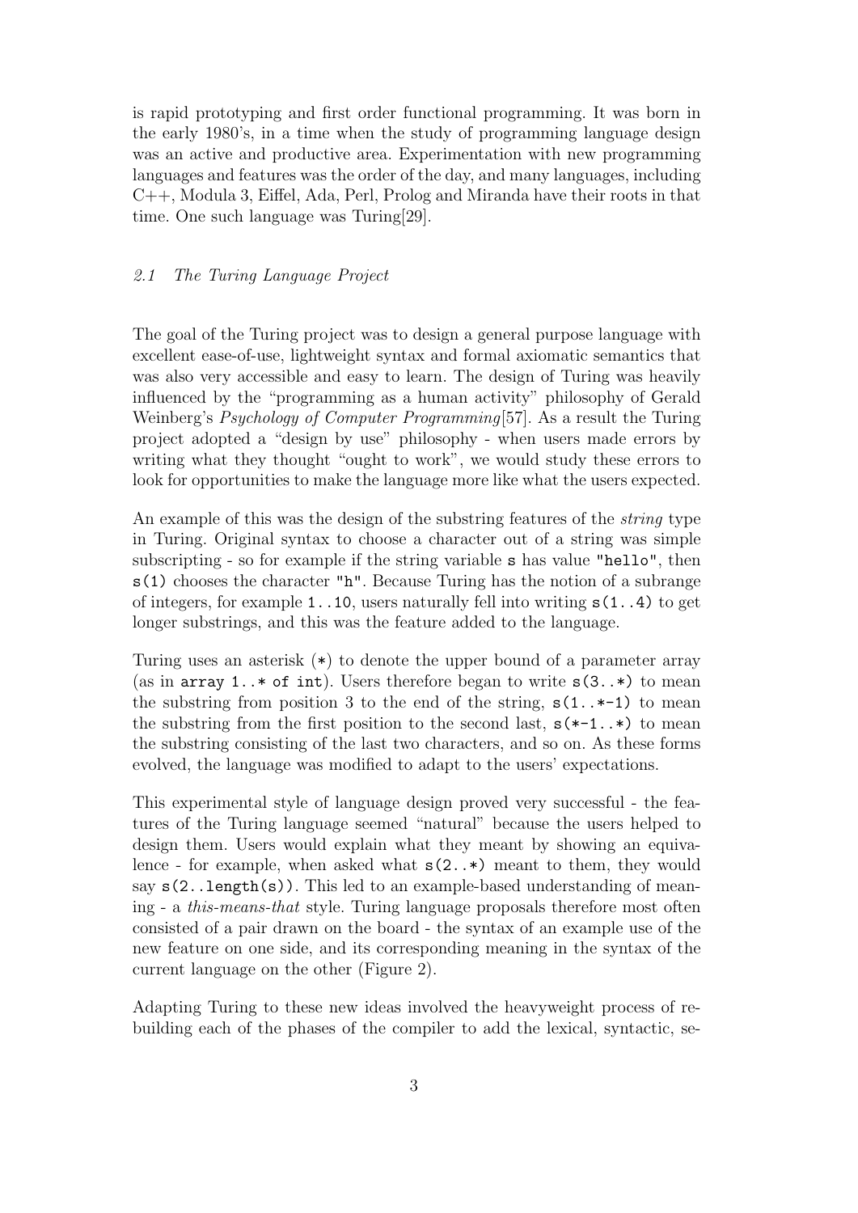is rapid prototyping and first order functional programming. It was born in the early 1980's, in a time when the study of programming language design was an active and productive area. Experimentation with new programming languages and features was the order of the day, and many languages, including C++, Modula 3, Eiffel, Ada, Perl, Prolog and Miranda have their roots in that time. One such language was Turing[29].

### *2.1 The Turing Language Project*

The goal of the Turing project was to design a general purpose language with excellent ease-of-use, lightweight syntax and formal axiomatic semantics that was also very accessible and easy to learn. The design of Turing was heavily influenced by the "programming as a human activity" philosophy of Gerald Weinberg's *Psychology of Computer Programming*[57]. As a result the Turing project adopted a "design by use" philosophy - when users made errors by writing what they thought "ought to work", we would study these errors to look for opportunities to make the language more like what the users expected.

An example of this was the design of the substring features of the *string* type in Turing. Original syntax to choose a character out of a string was simple subscripting - so for example if the string variable `s` has value `"hello"`, then `s(1)` chooses the character `"h"`. Because Turing has the notion of a subrange of integers, for example `1..10`, users naturally fell into writing `s(1..4)` to get longer substrings, and this was the feature added to the language.

Turing uses an asterisk (`*`) to denote the upper bound of a parameter array (as in `array 1..* of int`). Users therefore began to write `s(3..*)` to mean the substring from position 3 to the end of the string, `s(1..*-1)` to mean the substring from the first position to the second last, `s(*-1..*)` to mean the substring consisting of the last two characters, and so on. As these forms evolved, the language was modified to adapt to the users' expectations.

This experimental style of language design proved very successful - the features of the Turing language seemed "natural" because the users helped to design them. Users would explain what they meant by showing an equivalence - for example, when asked what `s(2..*)` meant to them, they would say `s(2..length(s))`. This led to an example-based understanding of meaning - a *this-means-that* style. Turing language proposals therefore most often consisted of a pair drawn on the board - the syntax of an example use of the new feature on one side, and its corresponding meaning in the syntax of the current language on the other (Figure 2).

Adapting Turing to these new ideas involved the heavyweight process of rebuilding each of the phases of the compiler to add the lexical, syntactic, se-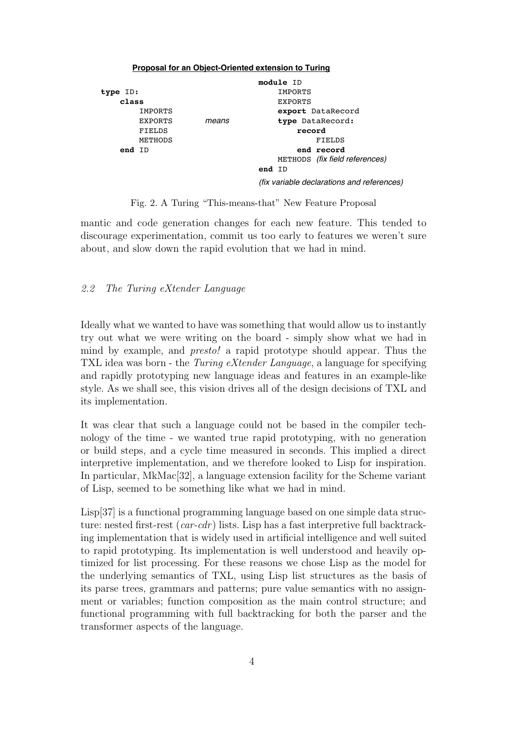**Proposal for an Object-Oriented extension to Turing**

```
                                   module ID
type ID:                               IMPORTS
    class                              EXPORTS
        IMPORTS                        export DataRecord
        EXPORTS        means           type DataRecord:
        FIELDS                             record
        METHODS                                FIELDS
    end ID                                 end record
                                       METHODS  (fix field references)
                                   end ID

                                   (fix variable declarations and references)
```

Fig. 2. A Turing "This-means-that" New Feature Proposal

mantic and code generation changes for each new feature. This tended to discourage experimentation, commit us too early to features we weren't sure about, and slow down the rapid evolution that we had in mind.

### *2.2 The Turing eXtender Language*

Ideally what we wanted to have was something that would allow us to instantly try out what we were writing on the board - simply show what we had in mind by example, and *presto!* a rapid prototype should appear. Thus the TXL idea was born - the *Turing eXtender Language*, a language for specifying and rapidly prototyping new language ideas and features in an example-like style. As we shall see, this vision drives all of the design decisions of TXL and its implementation.

It was clear that such a language could not be based in the compiler technology of the time - we wanted true rapid prototyping, with no generation or build steps, and a cycle time measured in seconds. This implied a direct interpretive implementation, and we therefore looked to Lisp for inspiration. In particular, MkMac[32], a language extension facility for the Scheme variant of Lisp, seemed to be something like what we had in mind.

Lisp[37] is a functional programming language based on one simple data structure: nested first-rest (*car-cdr*) lists. Lisp has a fast interpretive full backtracking implementation that is widely used in artificial intelligence and well suited to rapid prototyping. Its implementation is well understood and heavily optimized for list processing. For these reasons we chose Lisp as the model for the underlying semantics of TXL, using Lisp list structures as the basis of its parse trees, grammars and patterns; pure value semantics with no assignment or variables; function composition as the main control structure; and functional programming with full backtracking for both the parser and the transformer aspects of the language.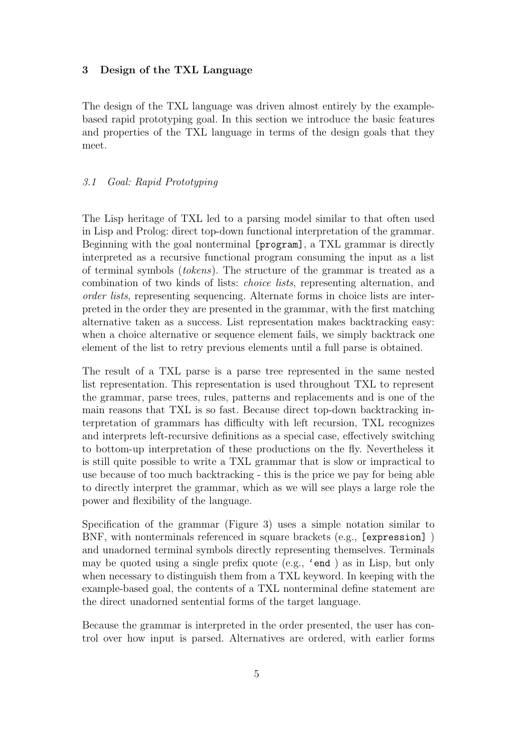## 3 Design of the TXL Language

The design of the TXL language was driven almost entirely by the example-based rapid prototyping goal. In this section we introduce the basic features and properties of the TXL language in terms of the design goals that they meet.

### *3.1 Goal: Rapid Prototyping*

The Lisp heritage of TXL led to a parsing model similar to that often used in Lisp and Prolog: direct top-down functional interpretation of the grammar. Beginning with the goal nonterminal `[program]`, a TXL grammar is directly interpreted as a recursive functional program consuming the input as a list of terminal symbols (*tokens*). The structure of the grammar is treated as a combination of two kinds of lists: *choice lists*, representing alternation, and *order lists*, representing sequencing. Alternate forms in choice lists are interpreted in the order they are presented in the grammar, with the first matching alternative taken as a success. List representation makes backtracking easy: when a choice alternative or sequence element fails, we simply backtrack one element of the list to retry previous elements until a full parse is obtained.

The result of a TXL parse is a parse tree represented in the same nested list representation. This representation is used throughout TXL to represent the grammar, parse trees, rules, patterns and replacements and is one of the main reasons that TXL is so fast. Because direct top-down backtracking interpretation of grammars has difficulty with left recursion, TXL recognizes and interprets left-recursive definitions as a special case, effectively switching to bottom-up interpretation of these productions on the fly. Nevertheless it is still quite possible to write a TXL grammar that is slow or impractical to use because of too much backtracking - this is the price we pay for being able to directly interpret the grammar, which as we will see plays a large role the power and flexibility of the language.

Specification of the grammar (Figure 3) uses a simple notation similar to BNF, with nonterminals referenced in square brackets (e.g., `[expression]` ) and unadorned terminal symbols directly representing themselves. Terminals may be quoted using a single prefix quote (e.g., `'end` ) as in Lisp, but only when necessary to distinguish them from a TXL keyword. In keeping with the example-based goal, the contents of a TXL nonterminal define statement are the direct unadorned sentential forms of the target language.

Because the grammar is interpreted in the order presented, the user has control over how input is parsed. Alternatives are ordered, with earlier forms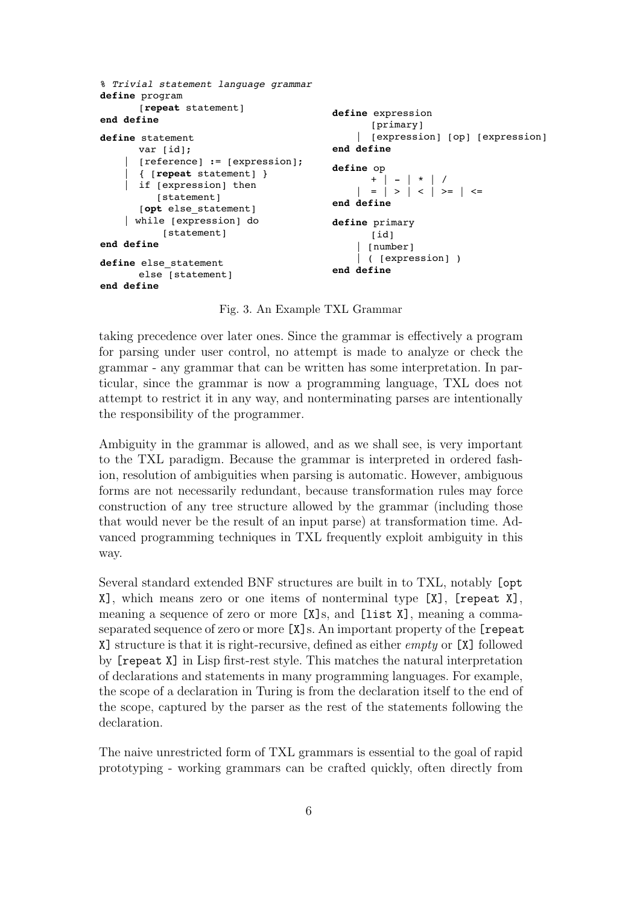```
% Trivial statement language grammar
define program
      [repeat statement]
end define

define statement
      var [id];
    | [reference] := [expression];
    | { [repeat statement] }
    | if [expression] then
          [statement]
      [opt else_statement]
    | while [expression] do
          [statement]
end define

define else_statement
      else [statement]
end define

define expression
      [primary]
    | [expression] [op] [expression]
end define

define op
      + | - | * | /
    | = | > | < | >= | <=
end define

define primary
      [id]
    | [number]
    | ( [expression] )
end define
```

Fig. 3. An Example TXL Grammar

taking precedence over later ones. Since the grammar is effectively a program for parsing under user control, no attempt is made to analyze or check the grammar - any grammar that can be written has some interpretation. In particular, since the grammar is now a programming language, TXL does not attempt to restrict it in any way, and nonterminating parses are intentionally the responsibility of the programmer.

Ambiguity in the grammar is allowed, and as we shall see, is very important to the TXL paradigm. Because the grammar is interpreted in ordered fashion, resolution of ambiguities when parsing is automatic. However, ambiguous forms are not necessarily redundant, because transformation rules may force construction of any tree structure allowed by the grammar (including those that would never be the result of an input parse) at transformation time. Advanced programming techniques in TXL frequently exploit ambiguity in this way.

Several standard extended BNF structures are built in to TXL, notably `[opt X]`, which means zero or one items of nonterminal type `[X]`, `[repeat X]`, meaning a sequence of zero or more `[X]`s, and `[list X]`, meaning a comma-separated sequence of zero or more `[X]`s. An important property of the `[repeat X]` structure is that it is right-recursive, defined as either *empty* or `[X]` followed by `[repeat X]` in Lisp first-rest style. This matches the natural interpretation of declarations and statements in many programming languages. For example, the scope of a declaration in Turing is from the declaration itself to the end of the scope, captured by the parser as the rest of the statements following the declaration.

The naive unrestricted form of TXL grammars is essential to the goal of rapid prototyping - working grammars can be crafted quickly, often directly from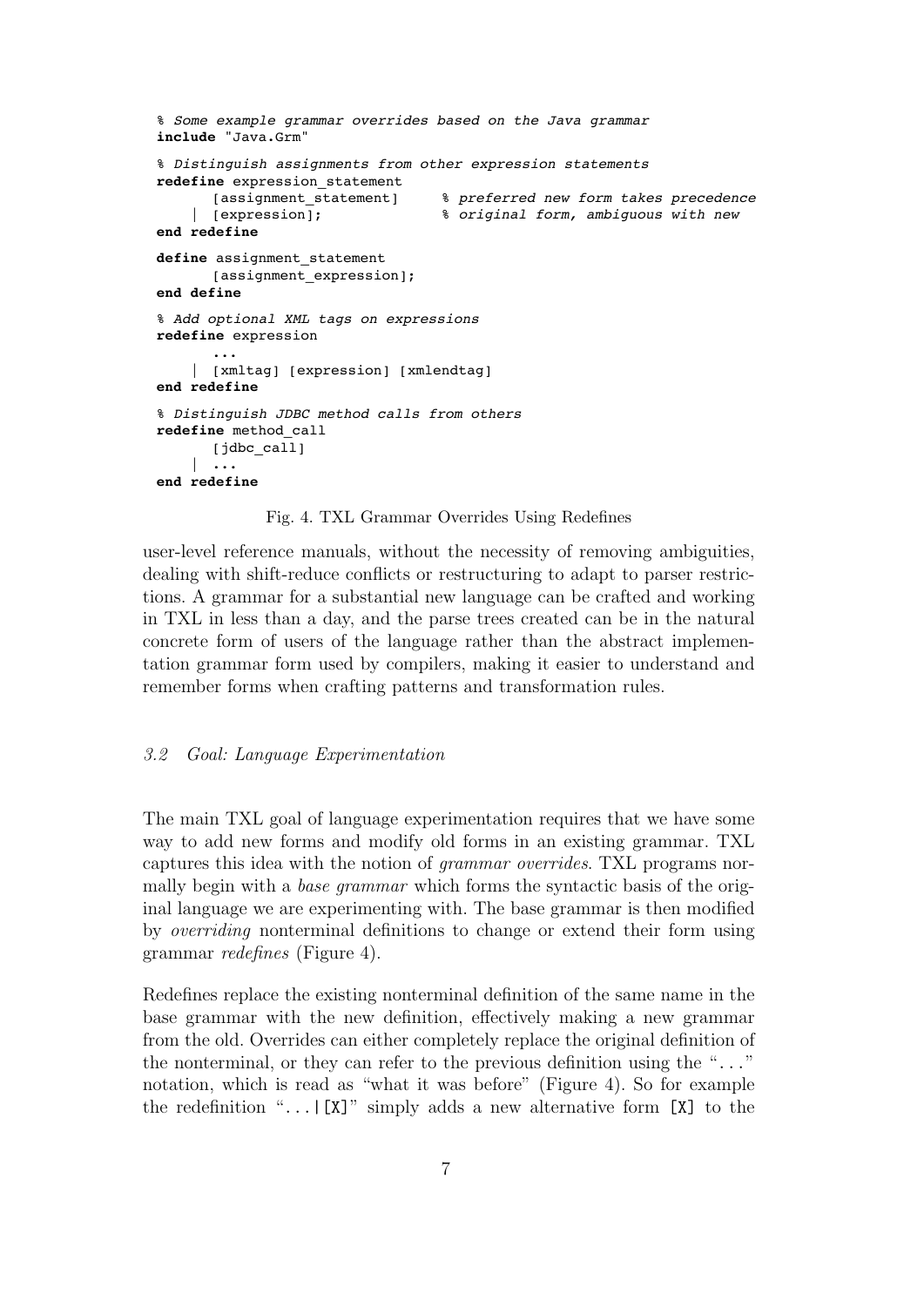```
% Some example grammar overrides based on the Java grammar
include "Java.Grm"

% Distinguish assignments from other expression statements
redefine expression_statement
      [assignment_statement]     % preferred new form takes precedence
    | [expression];              % original form, ambiguous with new
end redefine

define assignment_statement
      [assignment_expression];
end define

% Add optional XML tags on expressions
redefine expression
      ...
    | [xmltag] [expression] [xmlendtag]
end redefine

% Distinguish JDBC method calls from others
redefine method_call
      [jdbc_call]
    | ...
end redefine
```

Fig. 4. TXL Grammar Overrides Using Redefines

user-level reference manuals, without the necessity of removing ambiguities, dealing with shift-reduce conflicts or restructuring to adapt to parser restrictions. A grammar for a substantial new language can be crafted and working in TXL in less than a day, and the parse trees created can be in the natural concrete form of users of the language rather than the abstract implementation grammar form used by compilers, making it easier to understand and remember forms when crafting patterns and transformation rules.

### *3.2 Goal: Language Experimentation*

The main TXL goal of language experimentation requires that we have some way to add new forms and modify old forms in an existing grammar. TXL captures this idea with the notion of *grammar overrides*. TXL programs normally begin with a *base grammar* which forms the syntactic basis of the original language we are experimenting with. The base grammar is then modified by *overriding* nonterminal definitions to change or extend their form using grammar *redefines* (Figure 4).

Redefines replace the existing nonterminal definition of the same name in the base grammar with the new definition, effectively making a new grammar from the old. Overrides can either completely replace the original definition of the nonterminal, or they can refer to the previous definition using the "..." notation, which is read as "what it was before" (Figure 4). So for example the redefinition "`...|[X]`" simply adds a new alternative form `[X]` to the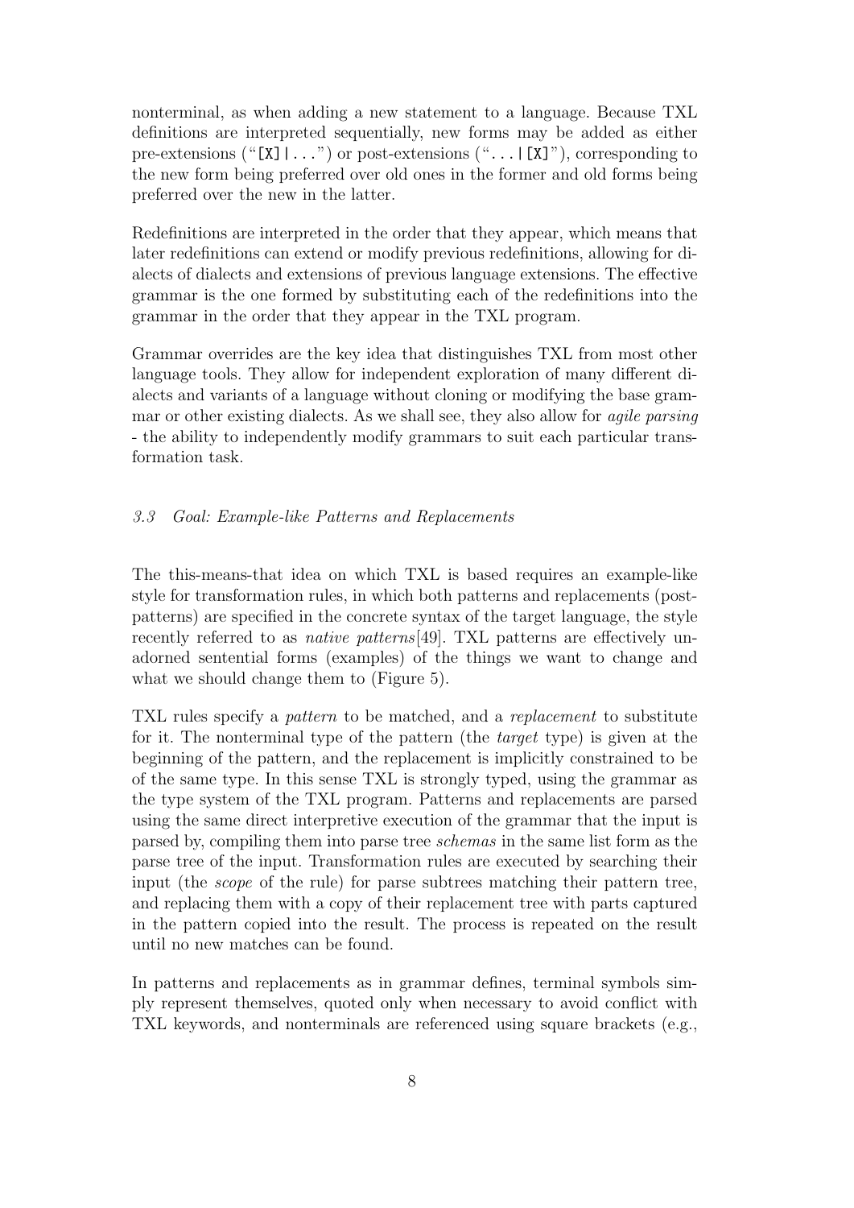nonterminal, as when adding a new statement to a language. Because TXL definitions are interpreted sequentially, new forms may be added as either pre-extensions ("`[X] | ...`") or post-extensions ("`... | [X]`"), corresponding to the new form being preferred over old ones in the former and old forms being preferred over the new in the latter.

Redefinitions are interpreted in the order that they appear, which means that later redefinitions can extend or modify previous redefinitions, allowing for dialects of dialects and extensions of previous language extensions. The effective grammar is the one formed by substituting each of the redefinitions into the grammar in the order that they appear in the TXL program.

Grammar overrides are the key idea that distinguishes TXL from most other language tools. They allow for independent exploration of many different dialects and variants of a language without cloning or modifying the base grammar or other existing dialects. As we shall see, they also allow for *agile parsing* - the ability to independently modify grammars to suit each particular transformation task.

### *3.3 Goal: Example-like Patterns and Replacements*

The this-means-that idea on which TXL is based requires an example-like style for transformation rules, in which both patterns and replacements (post-patterns) are specified in the concrete syntax of the target language, the style recently referred to as *native patterns*[49]. TXL patterns are effectively unadorned sentential forms (examples) of the things we want to change and what we should change them to (Figure 5).

TXL rules specify a *pattern* to be matched, and a *replacement* to substitute for it. The nonterminal type of the pattern (the *target* type) is given at the beginning of the pattern, and the replacement is implicitly constrained to be of the same type. In this sense TXL is strongly typed, using the grammar as the type system of the TXL program. Patterns and replacements are parsed using the same direct interpretive execution of the grammar that the input is parsed by, compiling them into parse tree *schemas* in the same list form as the parse tree of the input. Transformation rules are executed by searching their input (the *scope* of the rule) for parse subtrees matching their pattern tree, and replacing them with a copy of their replacement tree with parts captured in the pattern copied into the result. The process is repeated on the result until no new matches can be found.

In patterns and replacements as in grammar defines, terminal symbols simply represent themselves, quoted only when necessary to avoid conflict with TXL keywords, and nonterminals are referenced using square brackets (e.g.,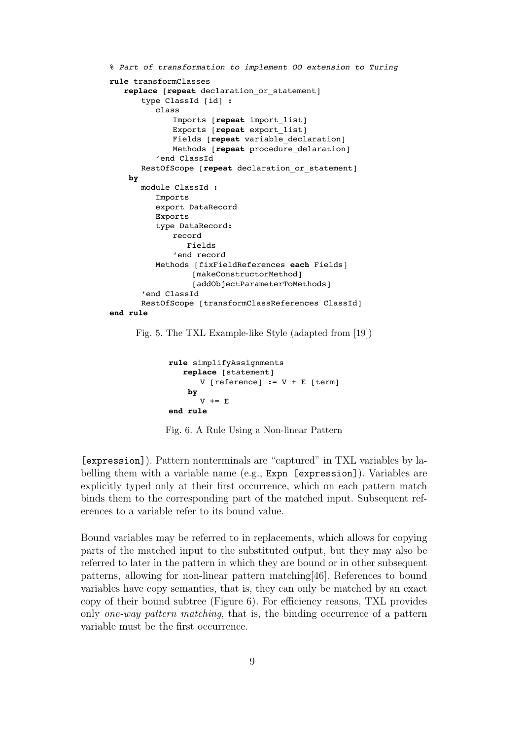```
% Part of transformation to implement OO extension to Turing
rule transformClasses
   replace [repeat declaration_or_statement]
      type ClassId [id] :
         class
            Imports [repeat import_list]
            Exports [repeat export_list]
            Fields [repeat variable_declaration]
            Methods [repeat procedure_delaration]
         'end ClassId
      RestOfScope [repeat declaration_or_statement]
    by
      module ClassId :
         Imports
         export DataRecord
         Exports
         type DataRecord:
            record
               Fields
            'end record
         Methods [fixFieldReferences each Fields]
                 [makeConstructorMethod]
                 [addObjectParameterToMethods]
      'end ClassId
      RestOfScope [transformClassReferences ClassId]
end rule
```

Fig. 5. The TXL Example-like Style (adapted from [19])

```
rule simplifyAssignments
   replace [statement]
      V [reference] := V + E [term]
    by
      V += E
end rule
```

Fig. 6. A Rule Using a Non-linear Pattern

[expression]). Pattern nonterminals are "captured" in TXL variables by labelling them with a variable name (e.g., `Expn [expression]`). Variables are explicitly typed only at their first occurrence, which on each pattern match binds them to the corresponding part of the matched input. Subsequent references to a variable refer to its bound value.

Bound variables may be referred to in replacements, which allows for copying parts of the matched input to the substituted output, but they may also be referred to later in the pattern in which they are bound or in other subsequent patterns, allowing for non-linear pattern matching[46]. References to bound variables have copy semantics, that is, they can only be matched by an exact copy of their bound subtree (Figure 6). For efficiency reasons, TXL provides only *one-way pattern matching*, that is, the binding occurrence of a pattern variable must be the first occurrence.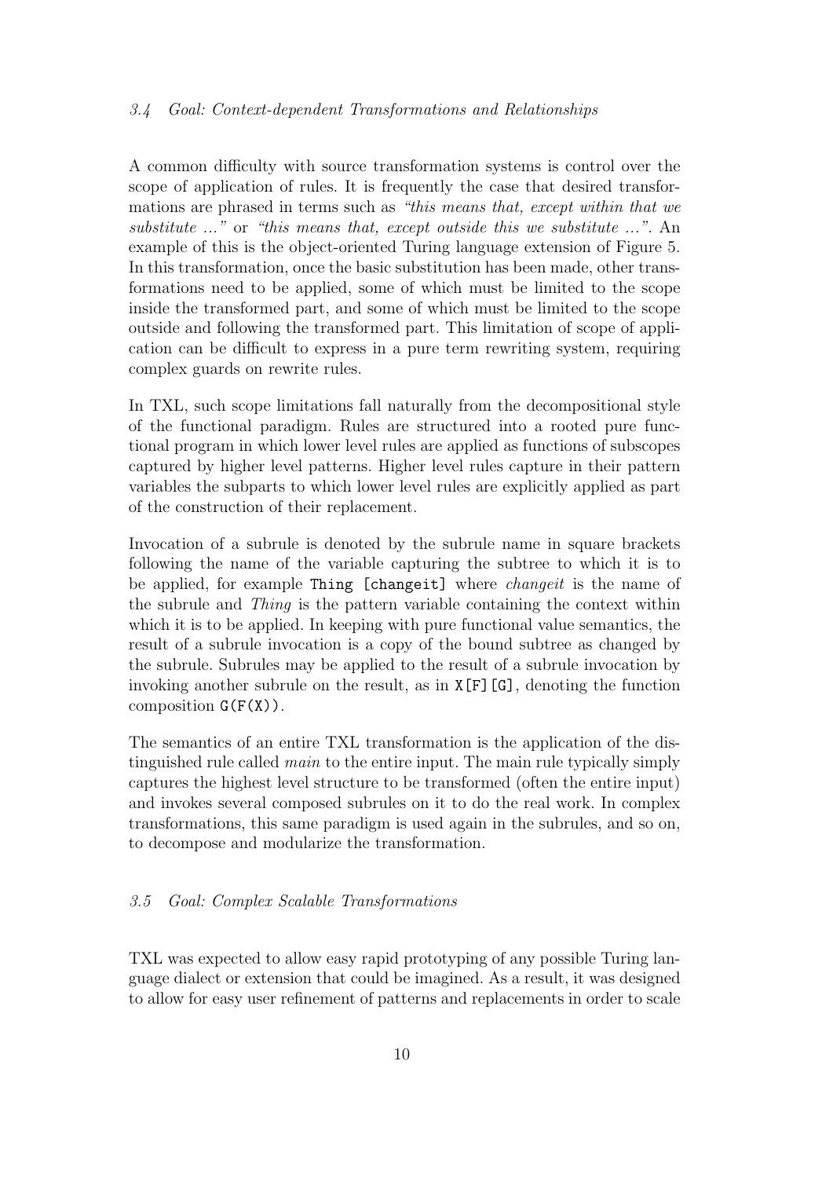### *3.4 Goal: Context-dependent Transformations and Relationships*

A common difficulty with source transformation systems is control over the scope of application of rules. It is frequently the case that desired transformations are phrased in terms such as *"this means that, except within that we substitute ..."* or *"this means that, except outside this we substitute ..."*. An example of this is the object-oriented Turing language extension of Figure 5. In this transformation, once the basic substitution has been made, other transformations need to be applied, some of which must be limited to the scope inside the transformed part, and some of which must be limited to the scope outside and following the transformed part. This limitation of scope of application can be difficult to express in a pure term rewriting system, requiring complex guards on rewrite rules.

In TXL, such scope limitations fall naturally from the decompositional style of the functional paradigm. Rules are structured into a rooted pure functional program in which lower level rules are applied as functions of subscopes captured by higher level patterns. Higher level rules capture in their pattern variables the subparts to which lower level rules are explicitly applied as part of the construction of their replacement.

Invocation of a subrule is denoted by the subrule name in square brackets following the name of the variable capturing the subtree to which it is to be applied, for example `Thing [changeit]` where *changeit* is the name of the subrule and *Thing* is the pattern variable containing the context within which it is to be applied. In keeping with pure functional value semantics, the result of a subrule invocation is a copy of the bound subtree as changed by the subrule. Subrules may be applied to the result of a subrule invocation by invoking another subrule on the result, as in `X[F][G]`, denoting the function composition `G(F(X))`.

The semantics of an entire TXL transformation is the application of the distinguished rule called *main* to the entire input. The main rule typically simply captures the highest level structure to be transformed (often the entire input) and invokes several composed subrules on it to do the real work. In complex transformations, this same paradigm is used again in the subrules, and so on, to decompose and modularize the transformation.

### *3.5 Goal: Complex Scalable Transformations*

TXL was expected to allow easy rapid prototyping of any possible Turing language dialect or extension that could be imagined. As a result, it was designed to allow for easy user refinement of patterns and replacements in order to scale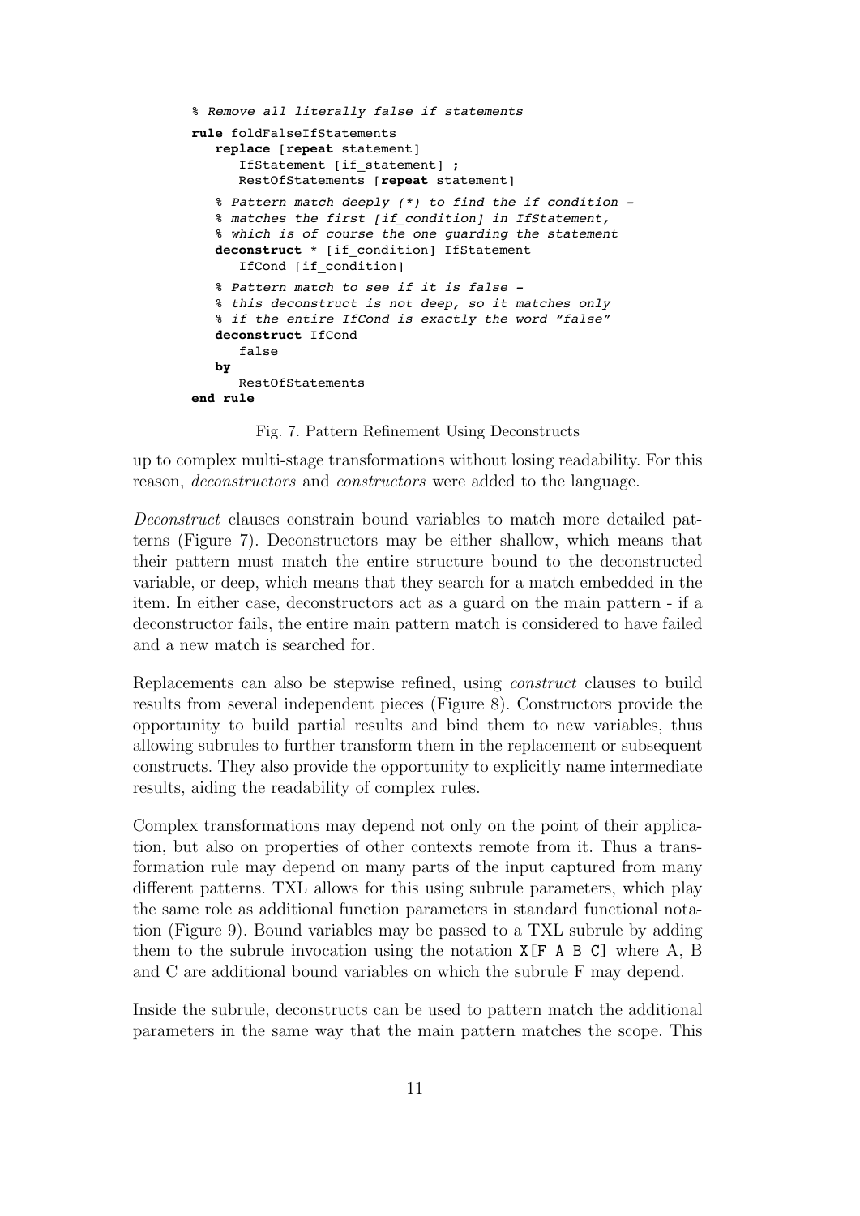```
% Remove all literally false if statements
rule foldFalseIfStatements
   replace [repeat statement]
      IfStatement [if_statement] ;
      RestOfStatements [repeat statement]
   % Pattern match deeply (*) to find the if condition -
   % matches the first [if_condition] in IfStatement,
   % which is of course the one guarding the statement
   deconstruct * [if_condition] IfStatement
      IfCond [if_condition]
   % Pattern match to see if it is false -
   % this deconstruct is not deep, so it matches only
   % if the entire IfCond is exactly the word "false"
   deconstruct IfCond
      false
   by
      RestOfStatements
end rule
```

Fig. 7. Pattern Refinement Using Deconstructs

up to complex multi-stage transformations without losing readability. For this reason, *deconstructors* and *constructors* were added to the language.

*Deconstruct* clauses constrain bound variables to match more detailed patterns (Figure 7). Deconstructors may be either shallow, which means that their pattern must match the entire structure bound to the deconstructed variable, or deep, which means that they search for a match embedded in the item. In either case, deconstructors act as a guard on the main pattern - if a deconstructor fails, the entire main pattern match is considered to have failed and a new match is searched for.

Replacements can also be stepwise refined, using *construct* clauses to build results from several independent pieces (Figure 8). Constructors provide the opportunity to build partial results and bind them to new variables, thus allowing subrules to further transform them in the replacement or subsequent constructs. They also provide the opportunity to explicitly name intermediate results, aiding the readability of complex rules.

Complex transformations may depend not only on the point of their application, but also on properties of other contexts remote from it. Thus a transformation rule may depend on many parts of the input captured from many different patterns. TXL allows for this using subrule parameters, which play the same role as additional function parameters in standard functional notation (Figure 9). Bound variables may be passed to a TXL subrule by adding them to the subrule invocation using the notation `X[F A B C]` where A, B and C are additional bound variables on which the subrule F may depend.

Inside the subrule, deconstructs can be used to pattern match the additional parameters in the same way that the main pattern matches the scope. This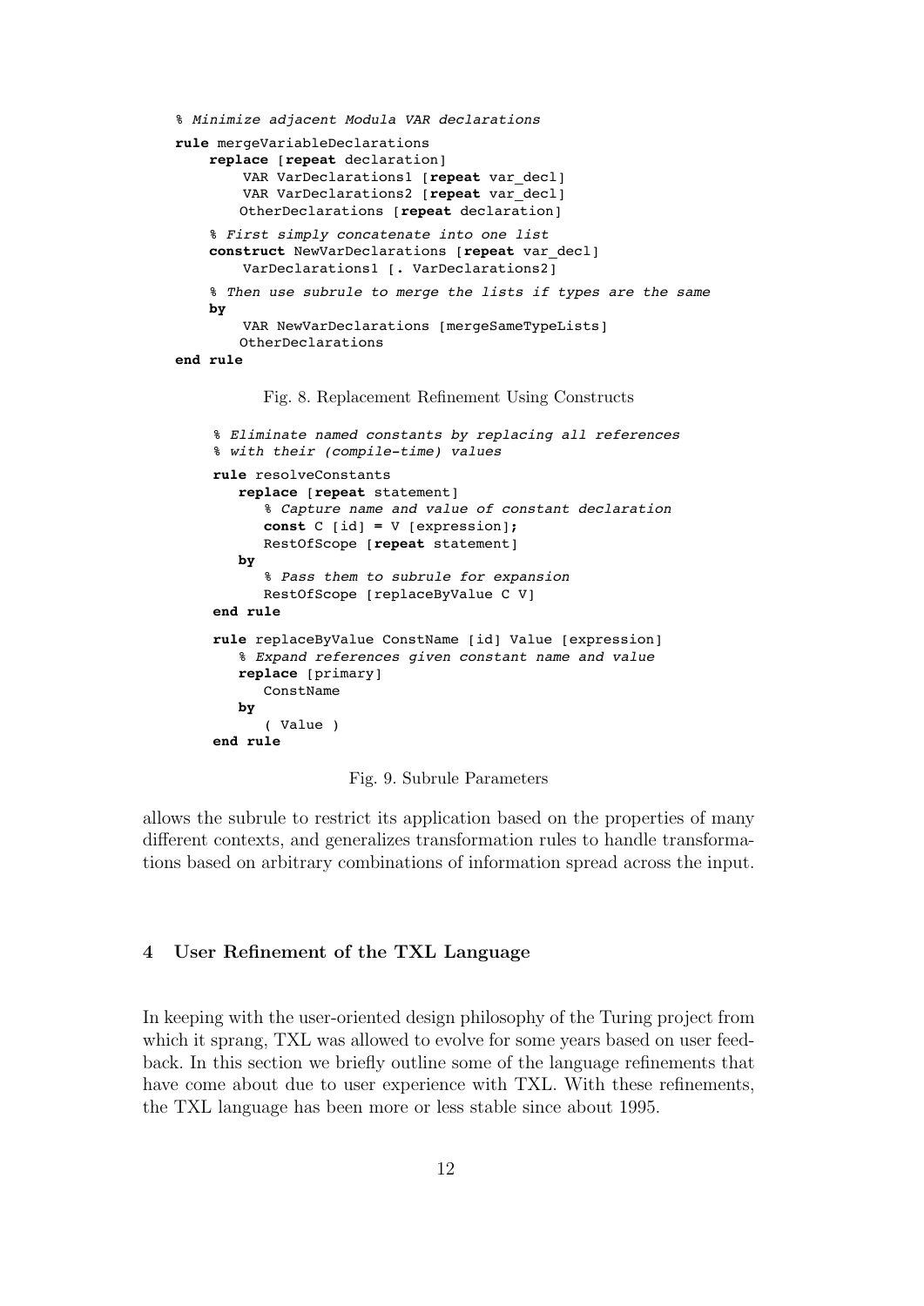```
% Minimize adjacent Modula VAR declarations
rule mergeVariableDeclarations
    replace [repeat declaration]
        VAR VarDeclarations1 [repeat var_decl]
        VAR VarDeclarations2 [repeat var_decl]
        OtherDeclarations [repeat declaration]
    % First simply concatenate into one list
    construct NewVarDeclarations [repeat var_decl]
        VarDeclarations1 [. VarDeclarations2]
    % Then use subrule to merge the lists if types are the same
    by
        VAR NewVarDeclarations [mergeSameTypeLists]
        OtherDeclarations
end rule
```

Fig. 8. Replacement Refinement Using Constructs

```
% Eliminate named constants by replacing all references
% with their (compile-time) values
rule resolveConstants
    replace [repeat statement]
        % Capture name and value of constant declaration
        const C [id] = V [expression];
        RestOfScope [repeat statement]
    by
        % Pass them to subrule for expansion
        RestOfScope [replaceByValue C V]
end rule

rule replaceByValue ConstName [id] Value [expression]
    % Expand references given constant name and value
    replace [primary]
        ConstName
    by
        ( Value )
end rule
```

Fig. 9. Subrule Parameters

allows the subrule to restrict its application based on the properties of many different contexts, and generalizes transformation rules to handle transformations based on arbitrary combinations of information spread across the input.

## 4 User Refinement of the TXL Language

In keeping with the user-oriented design philosophy of the Turing project from which it sprang, TXL was allowed to evolve for some years based on user feedback. In this section we briefly outline some of the language refinements that have come about due to user experience with TXL. With these refinements, the TXL language has been more or less stable since about 1995.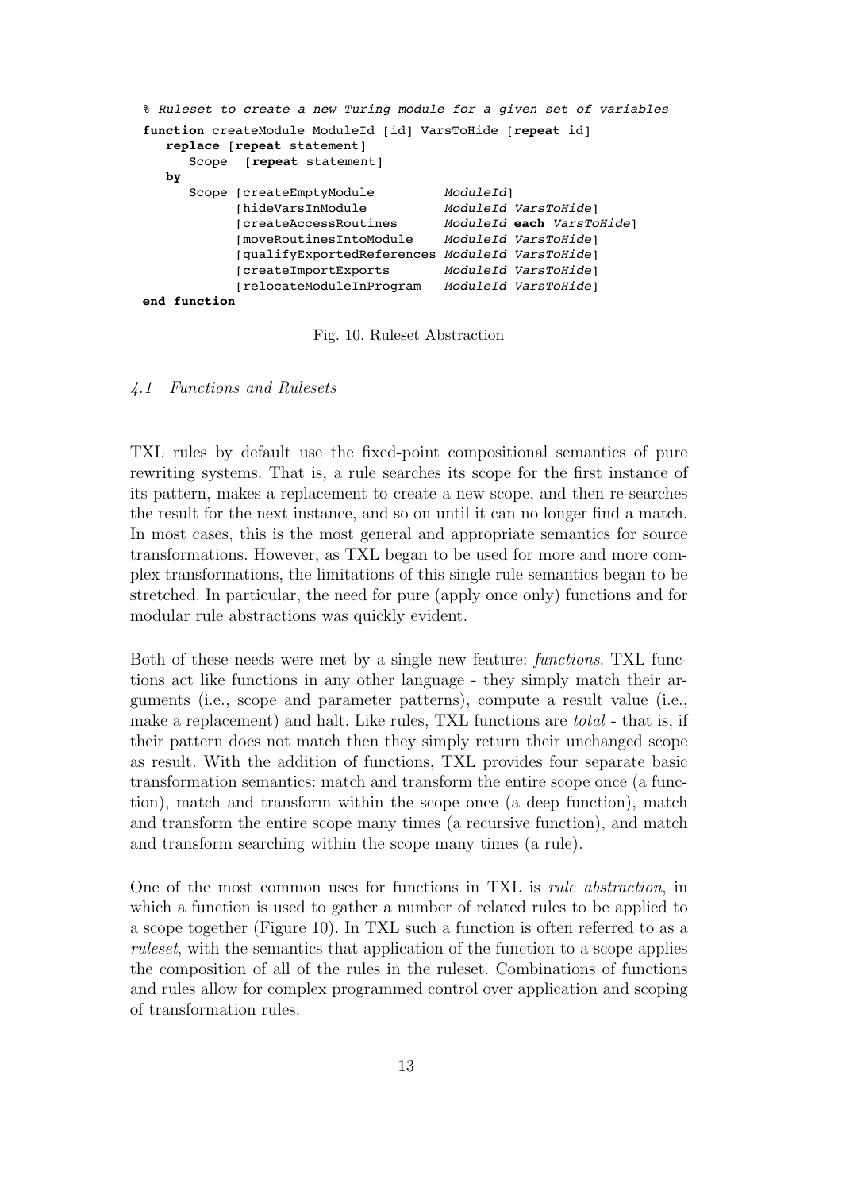```
% Ruleset to create a new Turing module for a given set of variables
function createModule ModuleId [id] VarsToHide [repeat id]
   replace [repeat statement]
      Scope  [repeat statement]
   by
      Scope [createEmptyModule          ModuleId]
            [hideVarsInModule           ModuleId VarsToHide]
            [createAccessRoutines       ModuleId each VarsToHide]
            [moveRoutinesIntoModule     ModuleId VarsToHide]
            [qualifyExportedReferences  ModuleId VarsToHide]
            [createImportExports        ModuleId VarsToHide]
            [relocateModuleInProgram    ModuleId VarsToHide]
end function
```

Fig. 10. Ruleset Abstraction

### *4.1 Functions and Rulesets*

TXL rules by default use the fixed-point compositional semantics of pure rewriting systems. That is, a rule searches its scope for the first instance of its pattern, makes a replacement to create a new scope, and then re-searches the result for the next instance, and so on until it can no longer find a match. In most cases, this is the most general and appropriate semantics for source transformations. However, as TXL began to be used for more and more complex transformations, the limitations of this single rule semantics began to be stretched. In particular, the need for pure (apply once only) functions and for modular rule abstractions was quickly evident.

Both of these needs were met by a single new feature: *functions*. TXL functions act like functions in any other language - they simply match their arguments (i.e., scope and parameter patterns), compute a result value (i.e., make a replacement) and halt. Like rules, TXL functions are *total* - that is, if their pattern does not match then they simply return their unchanged scope as result. With the addition of functions, TXL provides four separate basic transformation semantics: match and transform the entire scope once (a function), match and transform within the scope once (a deep function), match and transform the entire scope many times (a recursive function), and match and transform searching within the scope many times (a rule).

One of the most common uses for functions in TXL is *rule abstraction*, in which a function is used to gather a number of related rules to be applied to a scope together (Figure 10). In TXL such a function is often referred to as a *ruleset*, with the semantics that application of the function to a scope applies the composition of all of the rules in the ruleset. Combinations of functions and rules allow for complex programmed control over application and scoping of transformation rules.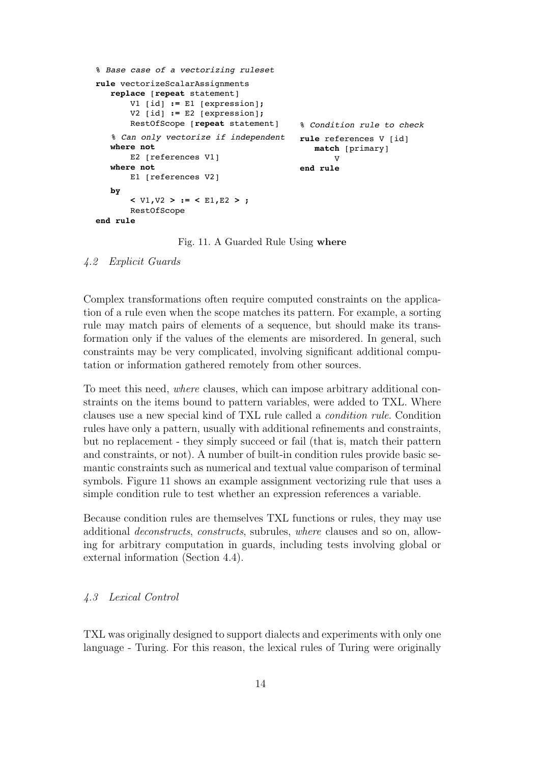```
% Base case of a vectorizing ruleset
rule vectorizeScalarAssignments
   replace [repeat statement]
       V1 [id] := E1 [expression];
       V2 [id] := E2 [expression];
       RestOfScope [repeat statement]
   % Can only vectorize if independent
   where not
       E2 [references V1]
   where not
       E1 [references V2]
   by
       < V1,V2 > := < E1,E2 > ;
       RestOfScope
end rule
```

```
% Condition rule to check
rule references V [id]
   match [primary]
       V
end rule
```

Fig. 11. A Guarded Rule Using **where**

### *4.2 Explicit Guards*

Complex transformations often require computed constraints on the application of a rule even when the scope matches its pattern. For example, a sorting rule may match pairs of elements of a sequence, but should make its transformation only if the values of the elements are misordered. In general, such constraints may be very complicated, involving significant additional computation or information gathered remotely from other sources.

To meet this need, *where* clauses, which can impose arbitrary additional constraints on the items bound to pattern variables, were added to TXL. Where clauses use a new special kind of TXL rule called a *condition rule*. Condition rules have only a pattern, usually with additional refinements and constraints, but no replacement - they simply succeed or fail (that is, match their pattern and constraints, or not). A number of built-in condition rules provide basic semantic constraints such as numerical and textual value comparison of terminal symbols. Figure 11 shows an example assignment vectorizing rule that uses a simple condition rule to test whether an expression references a variable.

Because condition rules are themselves TXL functions or rules, they may use additional *deconstructs*, *constructs*, subrules, *where* clauses and so on, allowing for arbitrary computation in guards, including tests involving global or external information (Section 4.4).

### *4.3 Lexical Control*

TXL was originally designed to support dialects and experiments with only one language - Turing. For this reason, the lexical rules of Turing were originally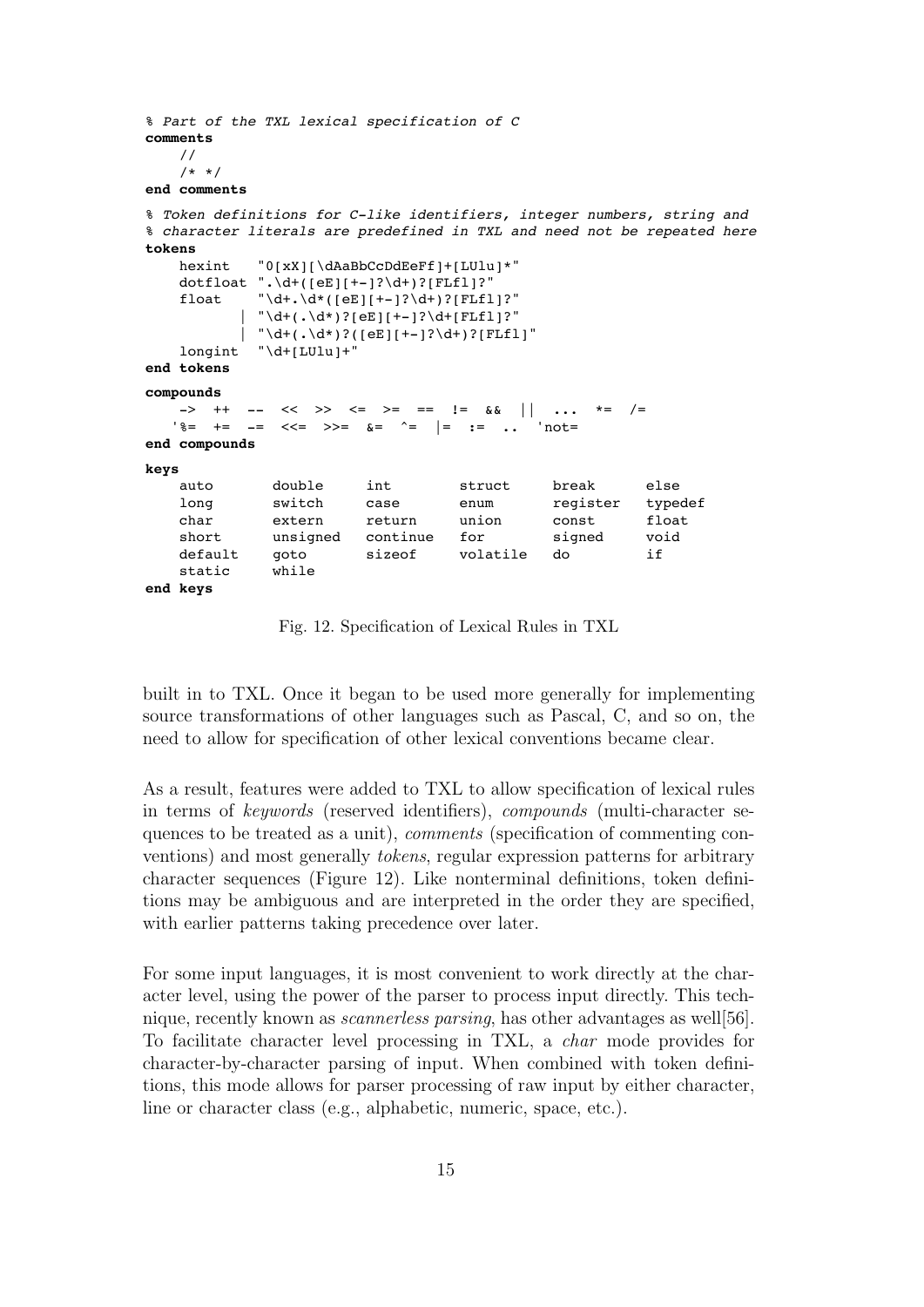```
% Part of the TXL lexical specification of C
comments
    //
    /* */
end comments

% Token definitions for C-like identifiers, integer numbers, string and
% character literals are predefined in TXL and need not be repeated here
tokens
    hexint    "0[xX][\dAaBbCcDdEeFf]+[LUlu]*"
    dotfloat  ".\d+([eE][+-]?\d+)?[FLfl]?"
    float     "\d+.\d*([eE][+-]?\d+)?[FLfl]?"
            | "\d+(.\d*)?[eE][+-]?\d+[FLfl]?"
            | "\d+(.\d*)?([eE][+-]?\d+)?[FLfl]"
    longint   "\d+[LUlu]+"
end tokens

compounds
    ->  ++  --  <<  >>  <=  >=  ==  !=  &&  ||  ...  *=  /=
   '%=  +=  -=  <<=  >>=  &=  ^=  |=  :=  ..  'not=
end compounds

keys
    auto       double     int        struct     break      else
    long       switch     case       enum       register   typedef
    char       extern     return     union      const      float
    short      unsigned   continue   for        signed     void
    default    goto       sizeof     volatile   do         if
    static     while
end keys
```

Fig. 12. Specification of Lexical Rules in TXL

built in to TXL. Once it began to be used more generally for implementing source transformations of other languages such as Pascal, C, and so on, the need to allow for specification of other lexical conventions became clear.

As a result, features were added to TXL to allow specification of lexical rules in terms of *keywords* (reserved identifiers), *compounds* (multi-character sequences to be treated as a unit), *comments* (specification of commenting conventions) and most generally *tokens*, regular expression patterns for arbitrary character sequences (Figure 12). Like nonterminal definitions, token definitions may be ambiguous and are interpreted in the order they are specified, with earlier patterns taking precedence over later.

For some input languages, it is most convenient to work directly at the character level, using the power of the parser to process input directly. This technique, recently known as *scannerless parsing*, has other advantages as well[56]. To facilitate character level processing in TXL, a *char* mode provides for character-by-character parsing of input. When combined with token definitions, this mode allows for parser processing of raw input by either character, line or character class (e.g., alphabetic, numeric, space, etc.).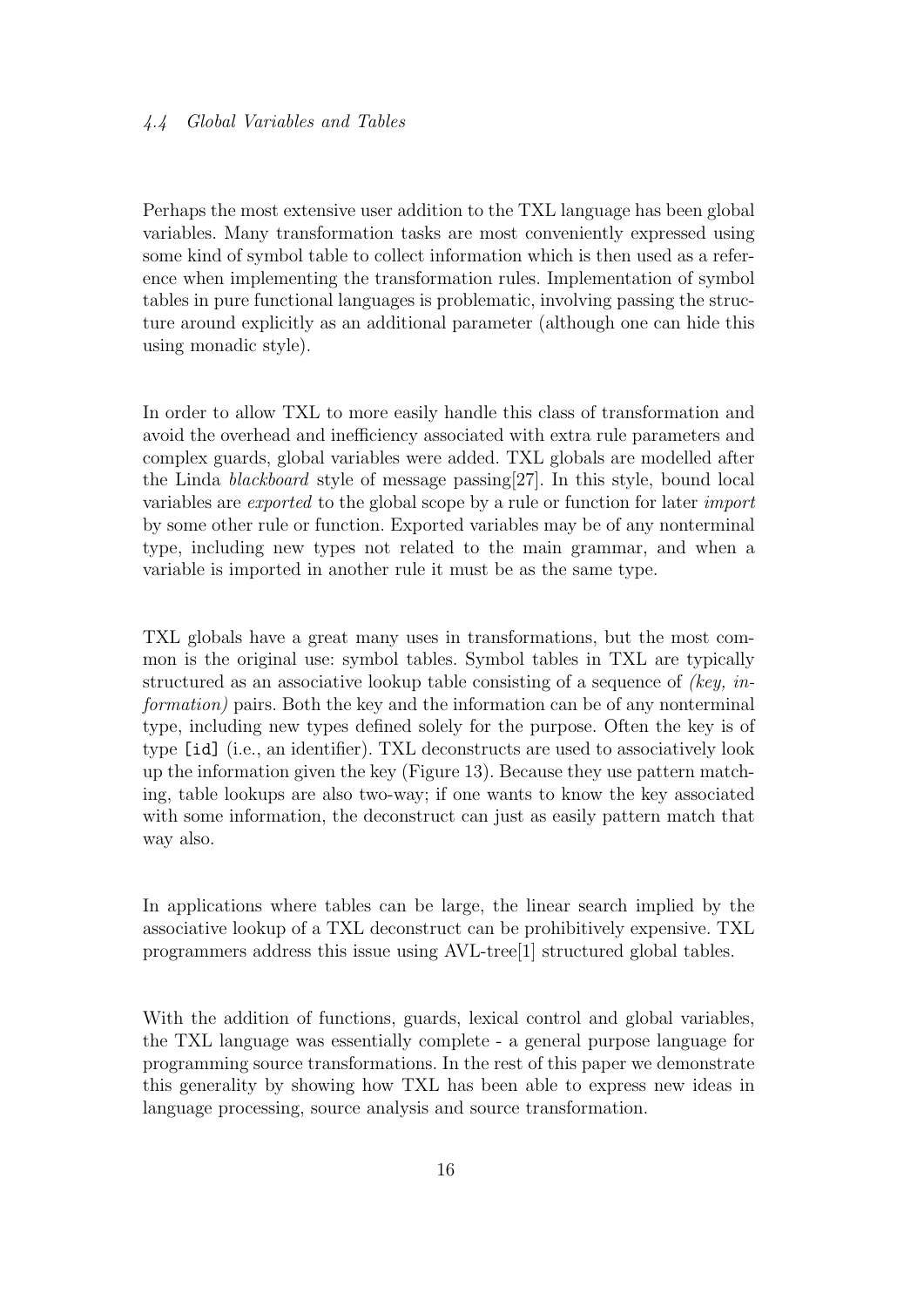### 4.4 Global Variables and Tables

Perhaps the most extensive user addition to the TXL language has been global variables. Many transformation tasks are most conveniently expressed using some kind of symbol table to collect information which is then used as a reference when implementing the transformation rules. Implementation of symbol tables in pure functional languages is problematic, involving passing the structure around explicitly as an additional parameter (although one can hide this using monadic style).

In order to allow TXL to more easily handle this class of transformation and avoid the overhead and inefficiency associated with extra rule parameters and complex guards, global variables were added. TXL globals are modelled after the Linda *blackboard* style of message passing[27]. In this style, bound local variables are *exported* to the global scope by a rule or function for later *import* by some other rule or function. Exported variables may be of any nonterminal type, including new types not related to the main grammar, and when a variable is imported in another rule it must be as the same type.

TXL globals have a great many uses in transformations, but the most common is the original use: symbol tables. Symbol tables in TXL are typically structured as an associative lookup table consisting of a sequence of *(key, information)* pairs. Both the key and the information can be of any nonterminal type, including new types defined solely for the purpose. Often the key is of type `[id]` (i.e., an identifier). TXL deconstructs are used to associatively look up the information given the key (Figure 13). Because they use pattern matching, table lookups are also two-way; if one wants to know the key associated with some information, the deconstruct can just as easily pattern match that way also.

In applications where tables can be large, the linear search implied by the associative lookup of a TXL deconstruct can be prohibitively expensive. TXL programmers address this issue using AVL-tree[1] structured global tables.

With the addition of functions, guards, lexical control and global variables, the TXL language was essentially complete - a general purpose language for programming source transformations. In the rest of this paper we demonstrate this generality by showing how TXL has been able to express new ideas in language processing, source analysis and source transformation.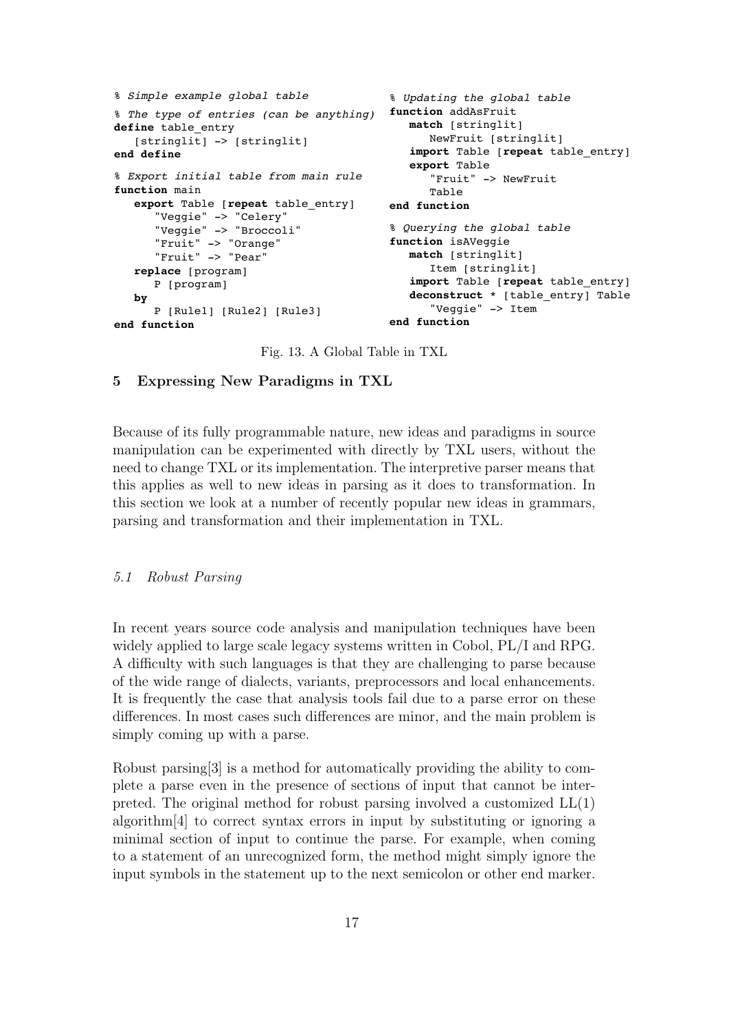```
% Simple example global table

% The type of entries (can be anything)
define table_entry
   [stringlit] -> [stringlit]
end define

% Export initial table from main rule
function main
   export Table [repeat table_entry]
      "Veggie" -> "Celery"
      "Veggie" -> "Broccoli"
      "Fruit" -> "Orange"
      "Fruit" -> "Pear"
   replace [program]
      P [program]
   by
      P [Rule1] [Rule2] [Rule3]
end function
```

```
% Updating the global table
function addAsFruit
   match [stringlit]
      NewFruit [stringlit]
   import Table [repeat table_entry]
   export Table
      "Fruit" -> NewFruit
      Table
end function

% Querying the global table
function isAVeggie
   match [stringlit]
      Item [stringlit]
   import Table [repeat table_entry]
   deconstruct * [table_entry] Table
      "Veggie" -> Item
end function
```

Fig. 13. A Global Table in TXL

## 5 Expressing New Paradigms in TXL

Because of its fully programmable nature, new ideas and paradigms in source manipulation can be experimented with directly by TXL users, without the need to change TXL or its implementation. The interpretive parser means that this applies as well to new ideas in parsing as it does to transformation. In this section we look at a number of recently popular new ideas in grammars, parsing and transformation and their implementation in TXL.

### *5.1 Robust Parsing*

In recent years source code analysis and manipulation techniques have been widely applied to large scale legacy systems written in Cobol, PL/I and RPG. A difficulty with such languages is that they are challenging to parse because of the wide range of dialects, variants, preprocessors and local enhancements. It is frequently the case that analysis tools fail due to a parse error on these differences. In most cases such differences are minor, and the main problem is simply coming up with a parse.

Robust parsing[3] is a method for automatically providing the ability to complete a parse even in the presence of sections of input that cannot be interpreted. The original method for robust parsing involved a customized LL(1) algorithm[4] to correct syntax errors in input by substituting or ignoring a minimal section of input to continue the parse. For example, when coming to a statement of an unrecognized form, the method might simply ignore the input symbols in the statement up to the next semicolon or other end marker.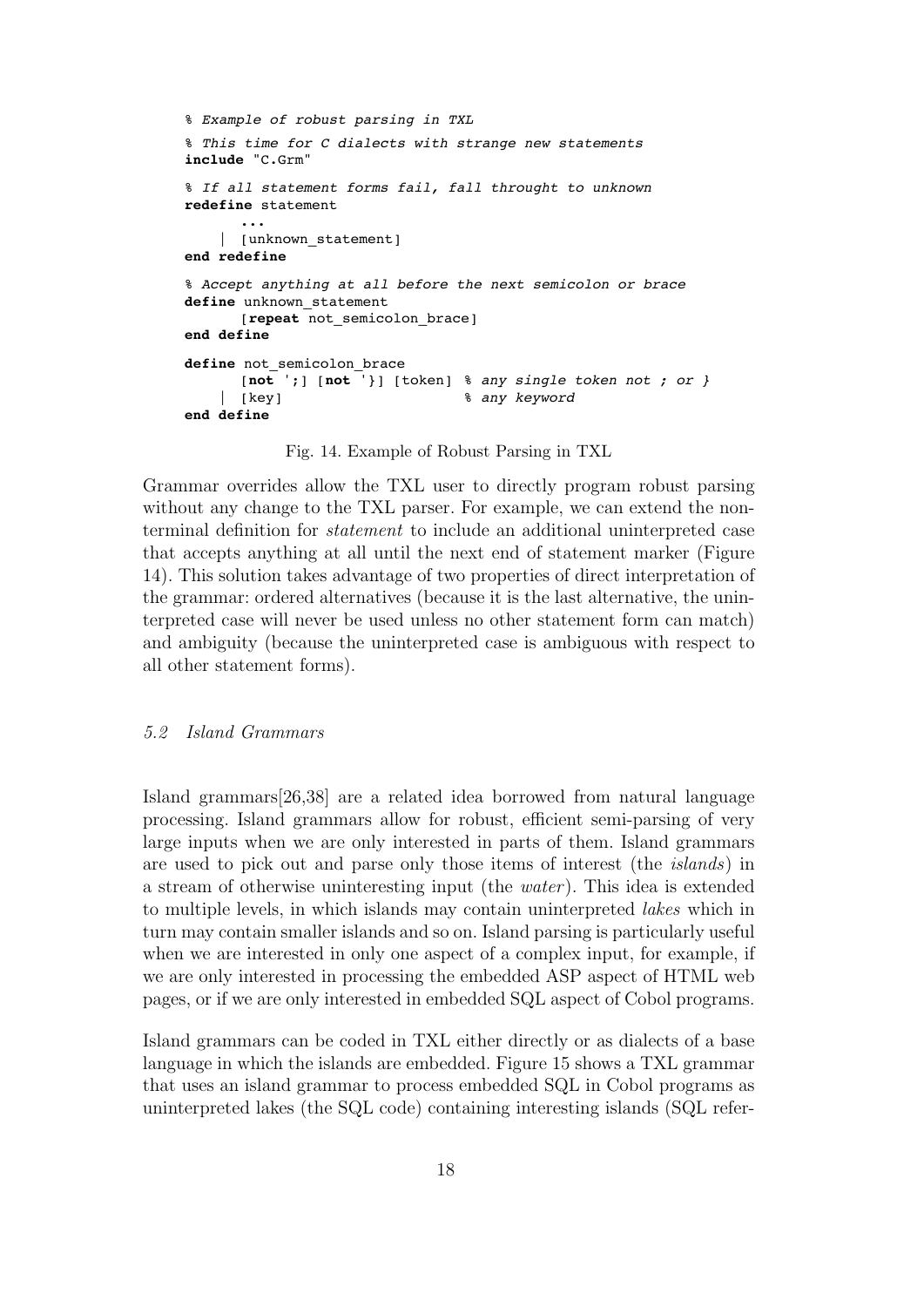```
% Example of robust parsing in TXL
% This time for C dialects with strange new statements
include "C.Grm"

% If all statement forms fail, fall throught to unknown
redefine statement
      ...
    | [unknown_statement]
end redefine

% Accept anything at all before the next semicolon or brace
define unknown_statement
      [repeat not_semicolon_brace]
end define

define not_semicolon_brace
      [not ';] [not '}] [token] % any single token not ; or }
    | [key]                     % any keyword
end define
```

Fig. 14. Example of Robust Parsing in TXL

Grammar overrides allow the TXL user to directly program robust parsing without any change to the TXL parser. For example, we can extend the nonterminal definition for *statement* to include an additional uninterpreted case that accepts anything at all until the next end of statement marker (Figure 14). This solution takes advantage of two properties of direct interpretation of the grammar: ordered alternatives (because it is the last alternative, the uninterpreted case will never be used unless no other statement form can match) and ambiguity (because the uninterpreted case is ambiguous with respect to all other statement forms).

### *5.2 Island Grammars*

Island grammars[26,38] are a related idea borrowed from natural language processing. Island grammars allow for robust, efficient semi-parsing of very large inputs when we are only interested in parts of them. Island grammars are used to pick out and parse only those items of interest (the *islands*) in a stream of otherwise uninteresting input (the *water*). This idea is extended to multiple levels, in which islands may contain uninterpreted *lakes* which in turn may contain smaller islands and so on. Island parsing is particularly useful when we are interested in only one aspect of a complex input, for example, if we are only interested in processing the embedded ASP aspect of HTML web pages, or if we are only interested in embedded SQL aspect of Cobol programs.

Island grammars can be coded in TXL either directly or as dialects of a base language in which the islands are embedded. Figure 15 shows a TXL grammar that uses an island grammar to process embedded SQL in Cobol programs as uninterpreted lakes (the SQL code) containing interesting islands (SQL refer-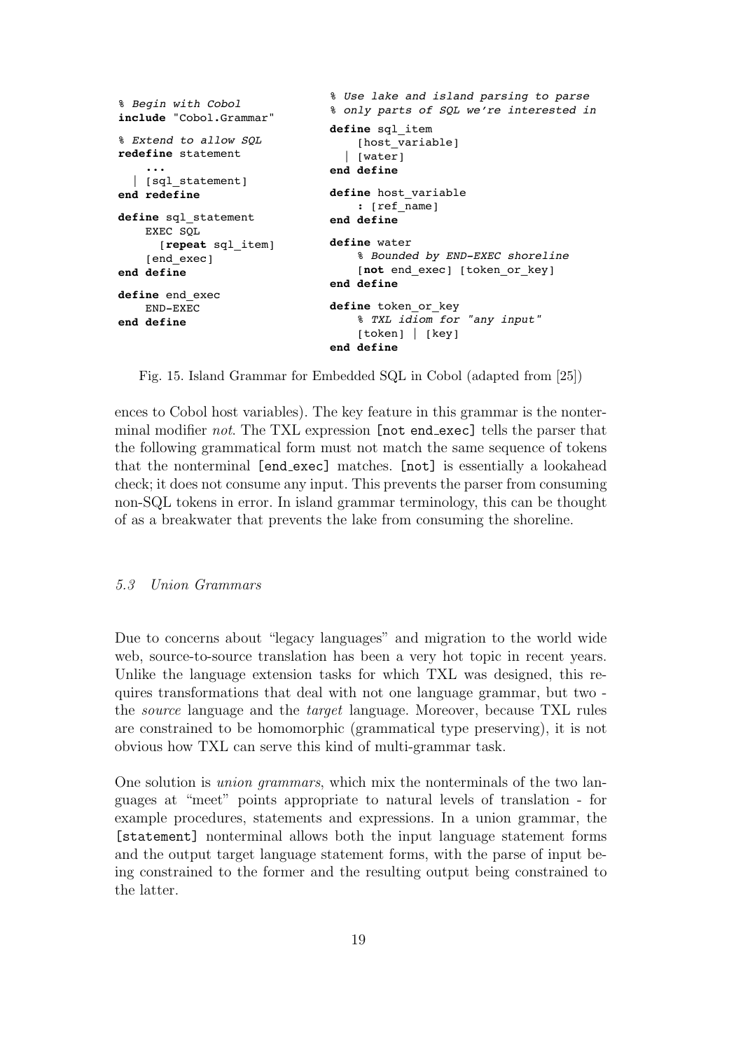```
% Begin with Cobol
include "Cobol.Grammar"

% Extend to allow SQL
redefine statement
    ...
  | [sql_statement]
end redefine

define sql_statement
    EXEC SQL
      [repeat sql_item]
    [end_exec]
end define

define end_exec
    END-EXEC
end define
```

```
% Use lake and island parsing to parse
% only parts of SQL we're interested in
define sql_item
    [host_variable]
  | [water]
end define

define host_variable
    : [ref_name]
end define

define water
    % Bounded by END-EXEC shoreline
    [not end_exec] [token_or_key]
end define

define token_or_key
    % TXL idiom for "any input"
    [token] | [key]
end define
```

Fig. 15. Island Grammar for Embedded SQL in Cobol (adapted from [25])

ences to Cobol host variables). The key feature in this grammar is the nonterminal modifier *not*. The TXL expression `[not end_exec]` tells the parser that the following grammatical form must not match the same sequence of tokens that the nonterminal `[end_exec]` matches. `[not]` is essentially a lookahead check; it does not consume any input. This prevents the parser from consuming non-SQL tokens in error. In island grammar terminology, this can be thought of as a breakwater that prevents the lake from consuming the shoreline.

### *5.3 Union Grammars*

Due to concerns about "legacy languages" and migration to the world wide web, source-to-source translation has been a very hot topic in recent years. Unlike the language extension tasks for which TXL was designed, this requires transformations that deal with not one language grammar, but two - the *source* language and the *target* language. Moreover, because TXL rules are constrained to be homomorphic (grammatical type preserving), it is not obvious how TXL can serve this kind of multi-grammar task.

One solution is *union grammars*, which mix the nonterminals of the two languages at "meet" points appropriate to natural levels of translation - for example procedures, statements and expressions. In a union grammar, the `[statement]` nonterminal allows both the input language statement forms and the output target language statement forms, with the parse of input being constrained to the former and the resulting output being constrained to the latter.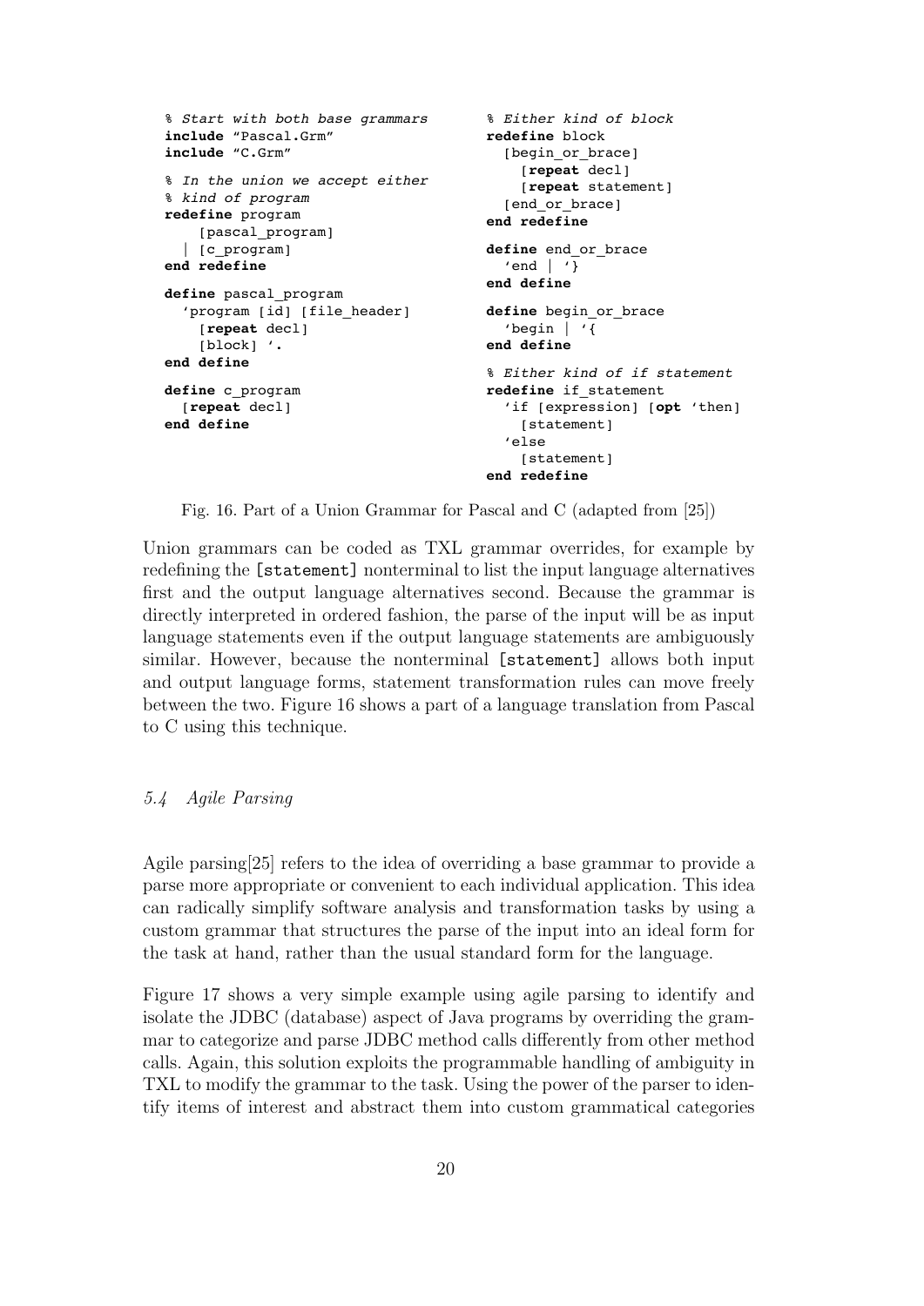```
% Start with both base grammars
include "Pascal.Grm"
include "C.Grm"

% In the union we accept either
% kind of program
redefine program
    [pascal_program]
  | [c_program]
end redefine

define pascal_program
  'program [id] [file_header]
    [repeat decl]
    [block] '.
end define

define c_program
  [repeat decl]
end define
```

```
% Either kind of block
redefine block
  [begin_or_brace]
    [repeat decl]
    [repeat statement]
  [end_or_brace]
end redefine

define end_or_brace
  'end | '}
end define

define begin_or_brace
  'begin | '{
end define

% Either kind of if statement
redefine if_statement
  'if [expression] [opt 'then]
    [statement]
  'else
    [statement]
end redefine
```

Fig. 16. Part of a Union Grammar for Pascal and C (adapted from [25])

Union grammars can be coded as TXL grammar overrides, for example by redefining the [statement] nonterminal to list the input language alternatives first and the output language alternatives second. Because the grammar is directly interpreted in ordered fashion, the parse of the input will be as input language statements even if the output language statements are ambiguously similar. However, because the nonterminal [statement] allows both input and output language forms, statement transformation rules can move freely between the two. Figure 16 shows a part of a language translation from Pascal to C using this technique.

### *5.4 Agile Parsing*

Agile parsing[25] refers to the idea of overriding a base grammar to provide a parse more appropriate or convenient to each individual application. This idea can radically simplify software analysis and transformation tasks by using a custom grammar that structures the parse of the input into an ideal form for the task at hand, rather than the usual standard form for the language.

Figure 17 shows a very simple example using agile parsing to identify and isolate the JDBC (database) aspect of Java programs by overriding the grammar to categorize and parse JDBC method calls differently from other method calls. Again, this solution exploits the programmable handling of ambiguity in TXL to modify the grammar to the task. Using the power of the parser to identify items of interest and abstract them into custom grammatical categories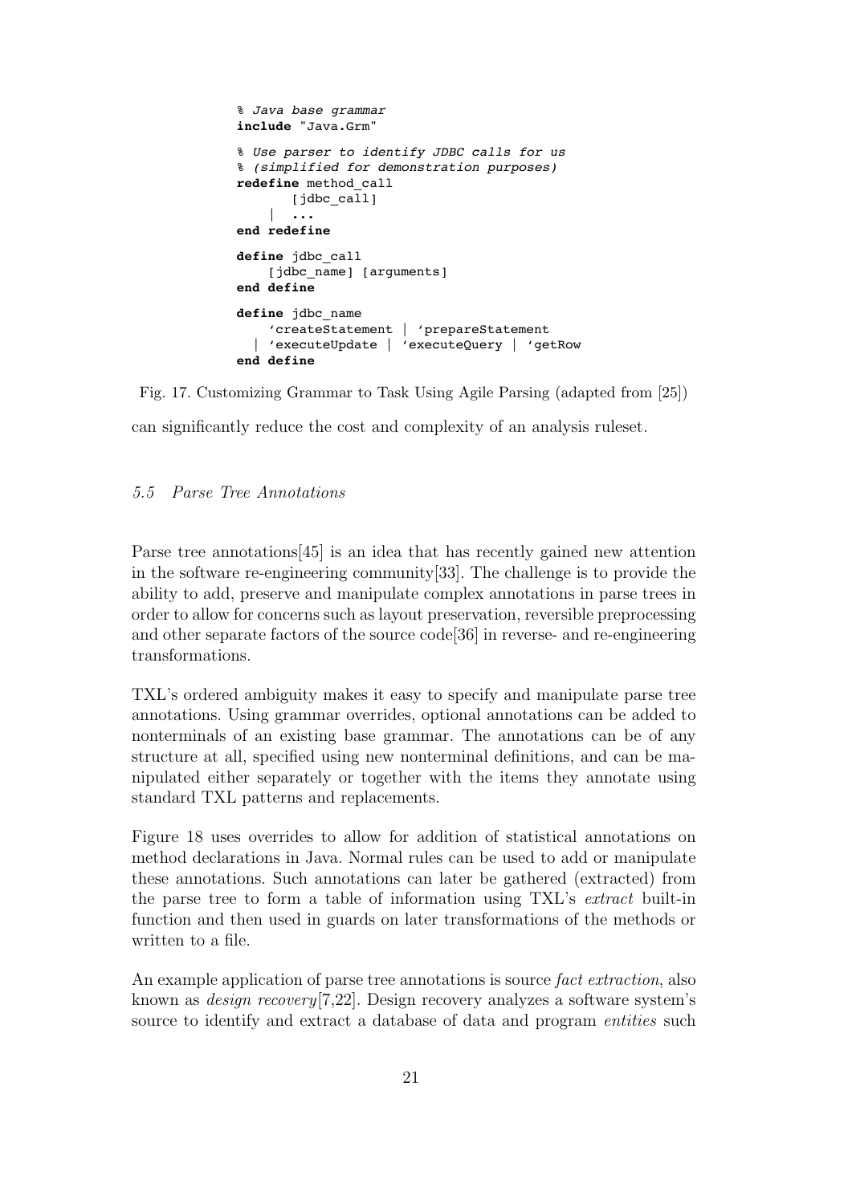```
% Java base grammar
include "Java.Grm"

% Use parser to identify JDBC calls for us
% (simplified for demonstration purposes)
redefine method_call
        [jdbc_call]
    |   ...
end redefine

define jdbc_call
    [jdbc_name] [arguments]
end define

define jdbc_name
    'createStatement | 'prepareStatement
  | 'executeUpdate | 'executeQuery | 'getRow
end define
```

Fig. 17. Customizing Grammar to Task Using Agile Parsing (adapted from [25])

can significantly reduce the cost and complexity of an analysis ruleset.

### *5.5 Parse Tree Annotations*

Parse tree annotations[45] is an idea that has recently gained new attention in the software re-engineering community[33]. The challenge is to provide the ability to add, preserve and manipulate complex annotations in parse trees in order to allow for concerns such as layout preservation, reversible preprocessing and other separate factors of the source code[36] in reverse- and re-engineering transformations.

TXL's ordered ambiguity makes it easy to specify and manipulate parse tree annotations. Using grammar overrides, optional annotations can be added to nonterminals of an existing base grammar. The annotations can be of any structure at all, specified using new nonterminal definitions, and can be manipulated either separately or together with the items they annotate using standard TXL patterns and replacements.

Figure 18 uses overrides to allow for addition of statistical annotations on method declarations in Java. Normal rules can be used to add or manipulate these annotations. Such annotations can later be gathered (extracted) from the parse tree to form a table of information using TXL's *extract* built-in function and then used in guards on later transformations of the methods or written to a file.

An example application of parse tree annotations is source *fact extraction*, also known as *design recovery*[7,22]. Design recovery analyzes a software system's source to identify and extract a database of data and program *entities* such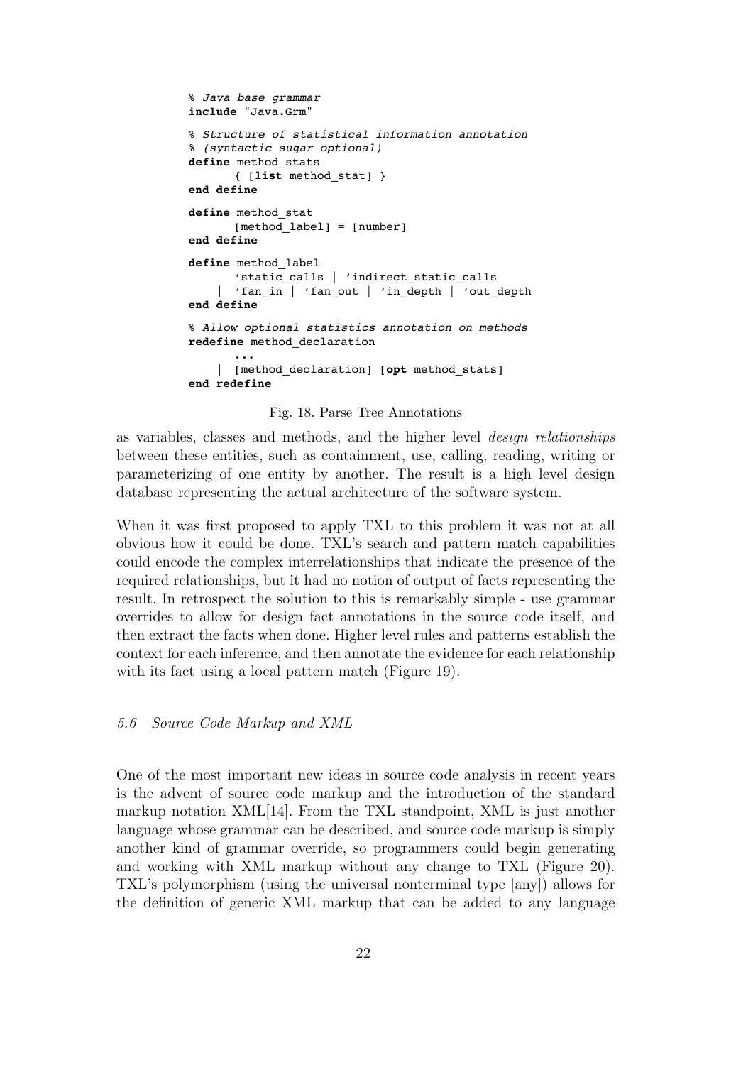```
% Java base grammar
include "Java.Grm"

% Structure of statistical information annotation
% (syntactic sugar optional)
define method_stats
      { [list method_stat] }
end define

define method_stat
      [method_label] = [number]
end define

define method_label
      'static_calls | 'indirect_static_calls
    | 'fan_in | 'fan_out | 'in_depth | 'out_depth
end define

% Allow optional statistics annotation on methods
redefine method_declaration
      ...
    | [method_declaration] [opt method_stats]
end redefine
```

Fig. 18. Parse Tree Annotations

as variables, classes and methods, and the higher level *design relationships* between these entities, such as containment, use, calling, reading, writing or parameterizing of one entity by another. The result is a high level design database representing the actual architecture of the software system.

When it was first proposed to apply TXL to this problem it was not at all obvious how it could be done. TXL's search and pattern match capabilities could encode the complex interrelationships that indicate the presence of the required relationships, but it had no notion of output of facts representing the result. In retrospect the solution to this is remarkably simple - use grammar overrides to allow for design fact annotations in the source code itself, and then extract the facts when done. Higher level rules and patterns establish the context for each inference, and then annotate the evidence for each relationship with its fact using a local pattern match (Figure 19).

### *5.6 Source Code Markup and XML*

One of the most important new ideas in source code analysis in recent years is the advent of source code markup and the introduction of the standard markup notation XML[14]. From the TXL standpoint, XML is just another language whose grammar can be described, and source code markup is simply another kind of grammar override, so programmers could begin generating and working with XML markup without any change to TXL (Figure 20). TXL's polymorphism (using the universal nonterminal type [any]) allows for the definition of generic XML markup that can be added to any language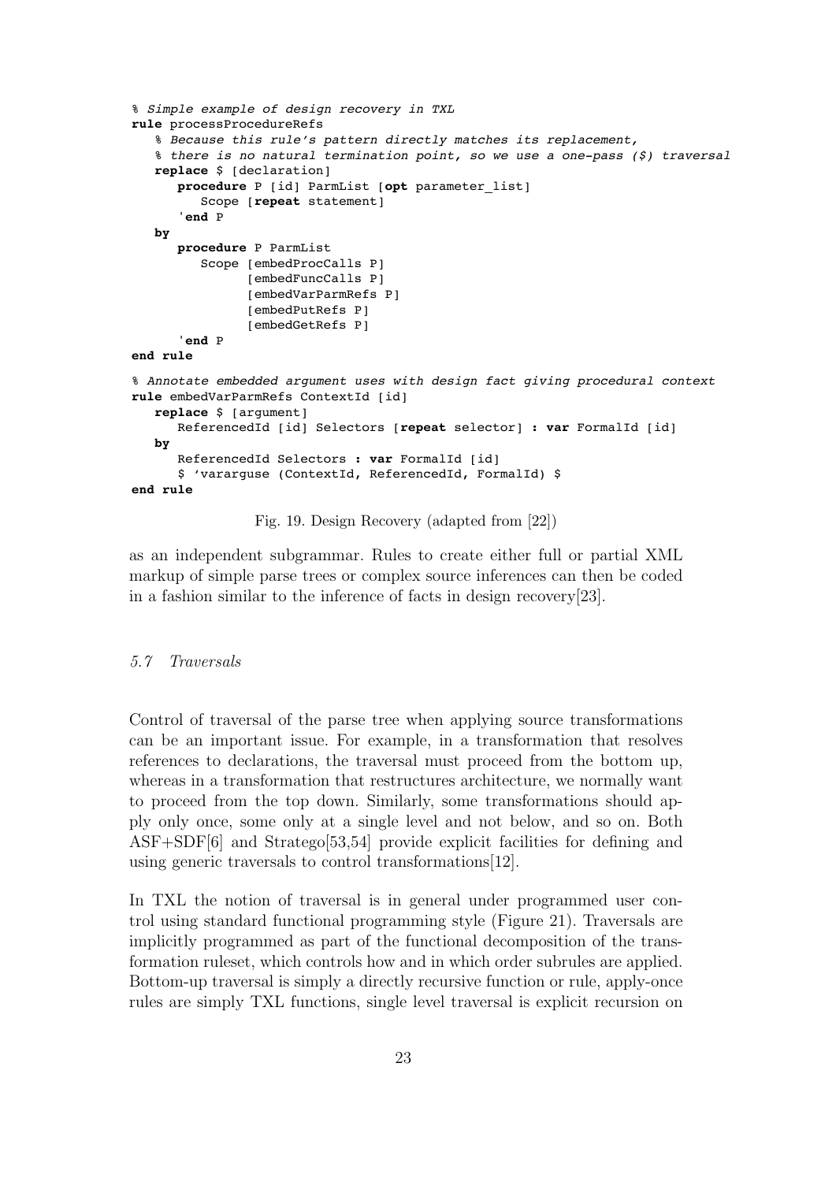```
% Simple example of design recovery in TXL
rule processProcedureRefs
   % Because this rule's pattern directly matches its replacement,
   % there is no natural termination point, so we use a one-pass ($) traversal
   replace $ [declaration]
      procedure P [id] ParmList [opt parameter_list]
         Scope [repeat statement]
      'end P
   by
      procedure P ParmList
         Scope [embedProcCalls P]
               [embedFuncCalls P]
               [embedVarParmRefs P]
               [embedPutRefs P]
               [embedGetRefs P]
      'end P
end rule

% Annotate embedded argument uses with design fact giving procedural context
rule embedVarParmRefs ContextId [id]
   replace $ [argument]
      ReferencedId [id] Selectors [repeat selector] : var FormalId [id]
   by
      ReferencedId Selectors : var FormalId [id]
      $ 'vararguse (ContextId, ReferencedId, FormalId) $
end rule
```

Fig. 19. Design Recovery (adapted from [22])

as an independent subgrammar. Rules to create either full or partial XML markup of simple parse trees or complex source inferences can then be coded in a fashion similar to the inference of facts in design recovery[23].

### *5.7 Traversals*

Control of traversal of the parse tree when applying source transformations can be an important issue. For example, in a transformation that resolves references to declarations, the traversal must proceed from the bottom up, whereas in a transformation that restructures architecture, we normally want to proceed from the top down. Similarly, some transformations should apply only once, some only at a single level and not below, and so on. Both ASF+SDF[6] and Stratego[53,54] provide explicit facilities for defining and using generic traversals to control transformations[12].

In TXL the notion of traversal is in general under programmed user control using standard functional programming style (Figure 21). Traversals are implicitly programmed as part of the functional decomposition of the transformation ruleset, which controls how and in which order subrules are applied. Bottom-up traversal is simply a directly recursive function or rule, apply-once rules are simply TXL functions, single level traversal is explicit recursion on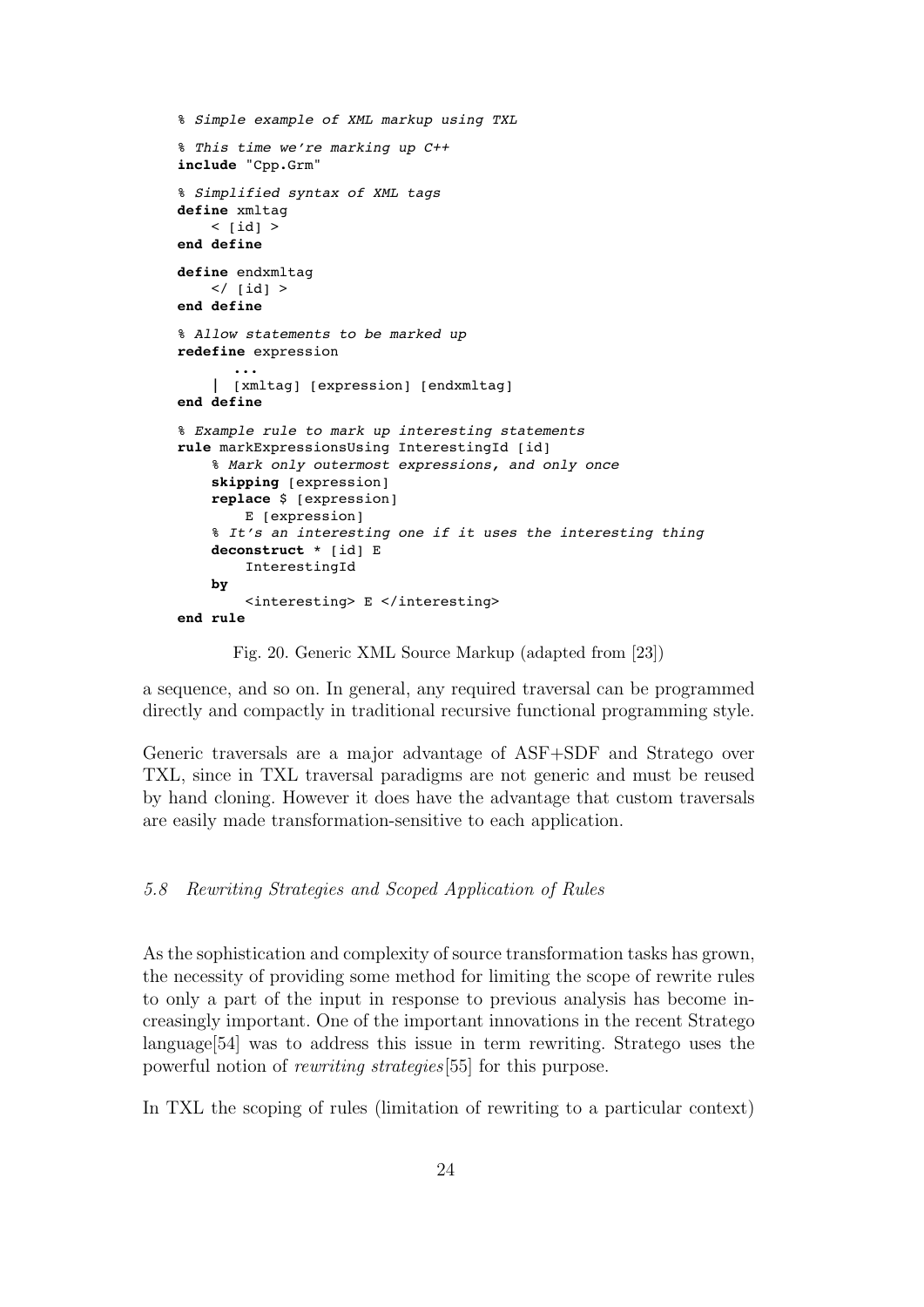```
% Simple example of XML markup using TXL

% This time we're marking up C++
include "Cpp.Grm"

% Simplified syntax of XML tags
define xmltag
    < [id] >
end define

define endxmltag
    </ [id] >
end define

% Allow statements to be marked up
redefine expression
      ...
    | [xmltag] [expression] [endxmltag]
end define

% Example rule to mark up interesting statements
rule markExpressionsUsing InterestingId [id]
    % Mark only outermost expressions, and only once
    skipping [expression]
    replace $ [expression]
        E [expression]
    % It's an interesting one if it uses the interesting thing
    deconstruct * [id] E
        InterestingId
    by
        <interesting> E </interesting>
end rule
```

Fig. 20. Generic XML Source Markup (adapted from [23])

a sequence, and so on. In general, any required traversal can be programmed directly and compactly in traditional recursive functional programming style.

Generic traversals are a major advantage of ASF+SDF and Stratego over TXL, since in TXL traversal paradigms are not generic and must be reused by hand cloning. However it does have the advantage that custom traversals are easily made transformation-sensitive to each application.

### 5.8 Rewriting Strategies and Scoped Application of Rules

As the sophistication and complexity of source transformation tasks has grown, the necessity of providing some method for limiting the scope of rewrite rules to only a part of the input in response to previous analysis has become increasingly important. One of the important innovations in the recent Stratego language[54] was to address this issue in term rewriting. Stratego uses the powerful notion of *rewriting strategies*[55] for this purpose.

In TXL the scoping of rules (limitation of rewriting to a particular context)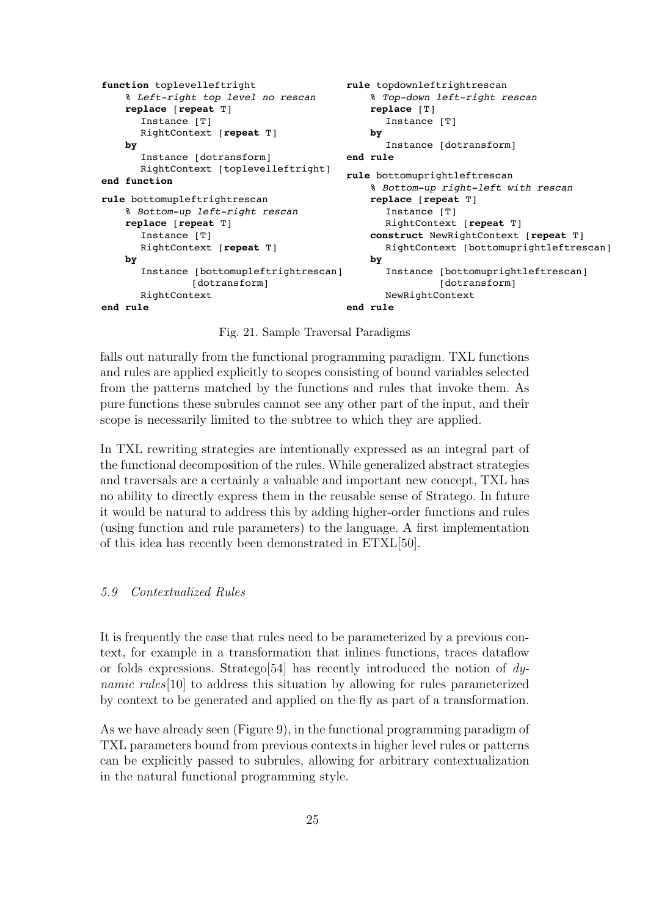```
function toplevelleftright
    % Left-right top level no rescan
    replace [repeat T]
       Instance [T]
       RightContext [repeat T]
    by
       Instance [dotransform]
       RightContext [toplevelleftright]
end function

rule bottomupleftrightrescan
    % Bottom-up left-right rescan
    replace [repeat T]
       Instance [T]
       RightContext [repeat T]
    by
       Instance [bottomupleftrightrescan]
             [dotransform]
       RightContext
end rule
```

```
rule topdownleftrightrescan
    % Top-down left-right rescan
    replace [T]
       Instance [T]
    by
       Instance [dotransform]
end rule

rule bottomuprightleftrescan
    % Bottom-up right-left with rescan
    replace [repeat T]
       Instance [T]
       RightContext [repeat T]
    construct NewRightContext [repeat T]
       RightContext [bottomuprightleftrescan]
    by
       Instance [bottomuprightleftrescan]
              [dotransform]
       NewRightContext
end rule
```

Fig. 21. Sample Traversal Paradigms

falls out naturally from the functional programming paradigm. TXL functions and rules are applied explicitly to scopes consisting of bound variables selected from the patterns matched by the functions and rules that invoke them. As pure functions these subrules cannot see any other part of the input, and their scope is necessarily limited to the subtree to which they are applied.

In TXL rewriting strategies are intentionally expressed as an integral part of the functional decomposition of the rules. While generalized abstract strategies and traversals are a certainly a valuable and important new concept, TXL has no ability to directly express them in the reusable sense of Stratego. In future it would be natural to address this by adding higher-order functions and rules (using function and rule parameters) to the language. A first implementation of this idea has recently been demonstrated in ETXL[50].

### *5.9 Contextualized Rules*

It is frequently the case that rules need to be parameterized by a previous context, for example in a transformation that inlines functions, traces dataflow or folds expressions. Stratego[54] has recently introduced the notion of *dynamic rules*[10] to address this situation by allowing for rules parameterized by context to be generated and applied on the fly as part of a transformation.

As we have already seen (Figure 9), in the functional programming paradigm of TXL parameters bound from previous contexts in higher level rules or patterns can be explicitly passed to subrules, allowing for arbitrary contextualization in the natural functional programming style.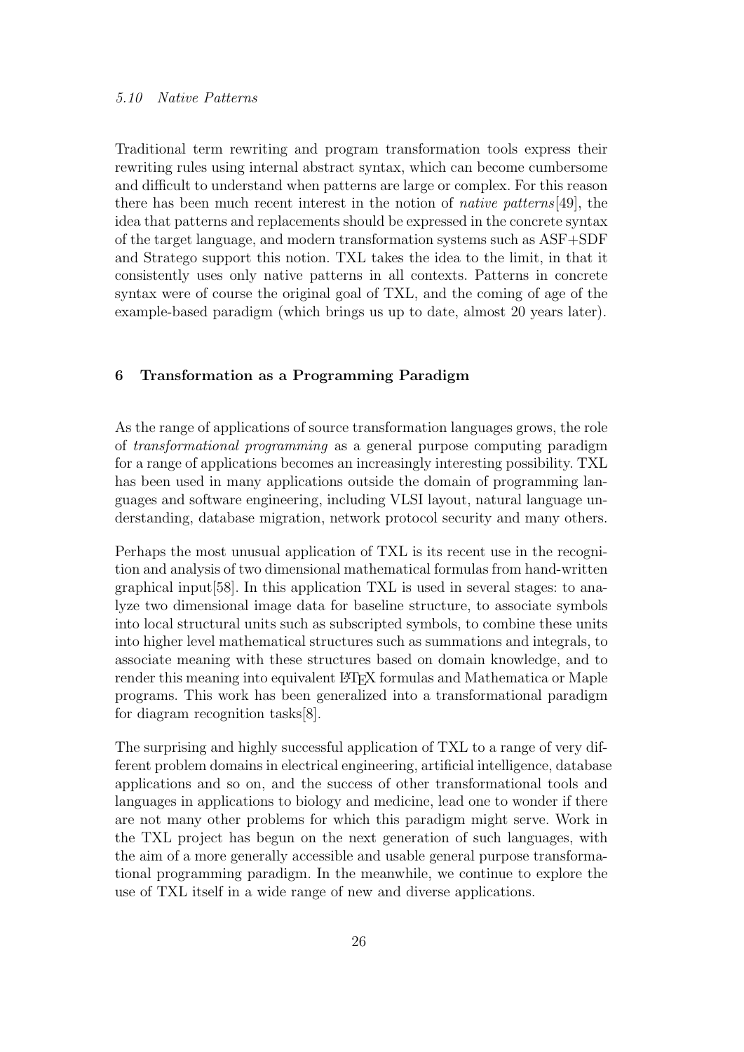### 5.10 Native Patterns

Traditional term rewriting and program transformation tools express their rewriting rules using internal abstract syntax, which can become cumbersome and difficult to understand when patterns are large or complex. For this reason there has been much recent interest in the notion of *native patterns*[49], the idea that patterns and replacements should be expressed in the concrete syntax of the target language, and modern transformation systems such as ASF+SDF and Stratego support this notion. TXL takes the idea to the limit, in that it consistently uses only native patterns in all contexts. Patterns in concrete syntax were of course the original goal of TXL, and the coming of age of the example-based paradigm (which brings us up to date, almost 20 years later).

## 6 Transformation as a Programming Paradigm

As the range of applications of source transformation languages grows, the role of *transformational programming* as a general purpose computing paradigm for a range of applications becomes an increasingly interesting possibility. TXL has been used in many applications outside the domain of programming languages and software engineering, including VLSI layout, natural language understanding, database migration, network protocol security and many others.

Perhaps the most unusual application of TXL is its recent use in the recognition and analysis of two dimensional mathematical formulas from hand-written graphical input[58]. In this application TXL is used in several stages: to analyze two dimensional image data for baseline structure, to associate symbols into local structural units such as subscripted symbols, to combine these units into higher level mathematical structures such as summations and integrals, to associate meaning with these structures based on domain knowledge, and to render this meaning into equivalent LaTeX formulas and Mathematica or Maple programs. This work has been generalized into a transformational paradigm for diagram recognition tasks[8].

The surprising and highly successful application of TXL to a range of very different problem domains in electrical engineering, artificial intelligence, database applications and so on, and the success of other transformational tools and languages in applications to biology and medicine, lead one to wonder if there are not many other problems for which this paradigm might serve. Work in the TXL project has begun on the next generation of such languages, with the aim of a more generally accessible and usable general purpose transformational programming paradigm. In the meanwhile, we continue to explore the use of TXL itself in a wide range of new and diverse applications.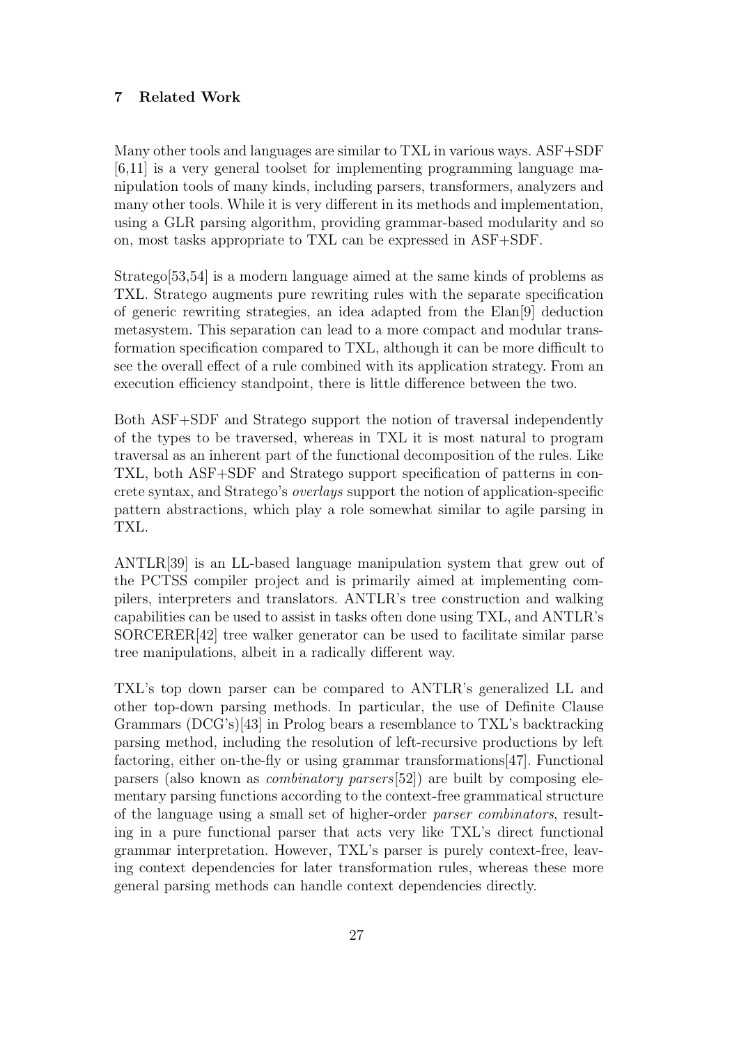## 7 Related Work

Many other tools and languages are similar to TXL in various ways. ASF+SDF [6,11] is a very general toolset for implementing programming language manipulation tools of many kinds, including parsers, transformers, analyzers and many other tools. While it is very different in its methods and implementation, using a GLR parsing algorithm, providing grammar-based modularity and so on, most tasks appropriate to TXL can be expressed in ASF+SDF.

Stratego[53,54] is a modern language aimed at the same kinds of problems as TXL. Stratego augments pure rewriting rules with the separate specification of generic rewriting strategies, an idea adapted from the Elan[9] deduction metasystem. This separation can lead to a more compact and modular transformation specification compared to TXL, although it can be more difficult to see the overall effect of a rule combined with its application strategy. From an execution efficiency standpoint, there is little difference between the two.

Both ASF+SDF and Stratego support the notion of traversal independently of the types to be traversed, whereas in TXL it is most natural to program traversal as an inherent part of the functional decomposition of the rules. Like TXL, both ASF+SDF and Stratego support specification of patterns in concrete syntax, and Stratego's *overlays* support the notion of application-specific pattern abstractions, which play a role somewhat similar to agile parsing in TXL.

ANTLR[39] is an LL-based language manipulation system that grew out of the PCTSS compiler project and is primarily aimed at implementing compilers, interpreters and translators. ANTLR's tree construction and walking capabilities can be used to assist in tasks often done using TXL, and ANTLR's SORCERER[42] tree walker generator can be used to facilitate similar parse tree manipulations, albeit in a radically different way.

TXL's top down parser can be compared to ANTLR's generalized LL and other top-down parsing methods. In particular, the use of Definite Clause Grammars (DCG's)[43] in Prolog bears a resemblance to TXL's backtracking parsing method, including the resolution of left-recursive productions by left factoring, either on-the-fly or using grammar transformations[47]. Functional parsers (also known as *combinatory parsers*[52]) are built by composing elementary parsing functions according to the context-free grammatical structure of the language using a small set of higher-order *parser combinators*, resulting in a pure functional parser that acts very like TXL's direct functional grammar interpretation. However, TXL's parser is purely context-free, leaving context dependencies for later transformation rules, whereas these more general parsing methods can handle context dependencies directly.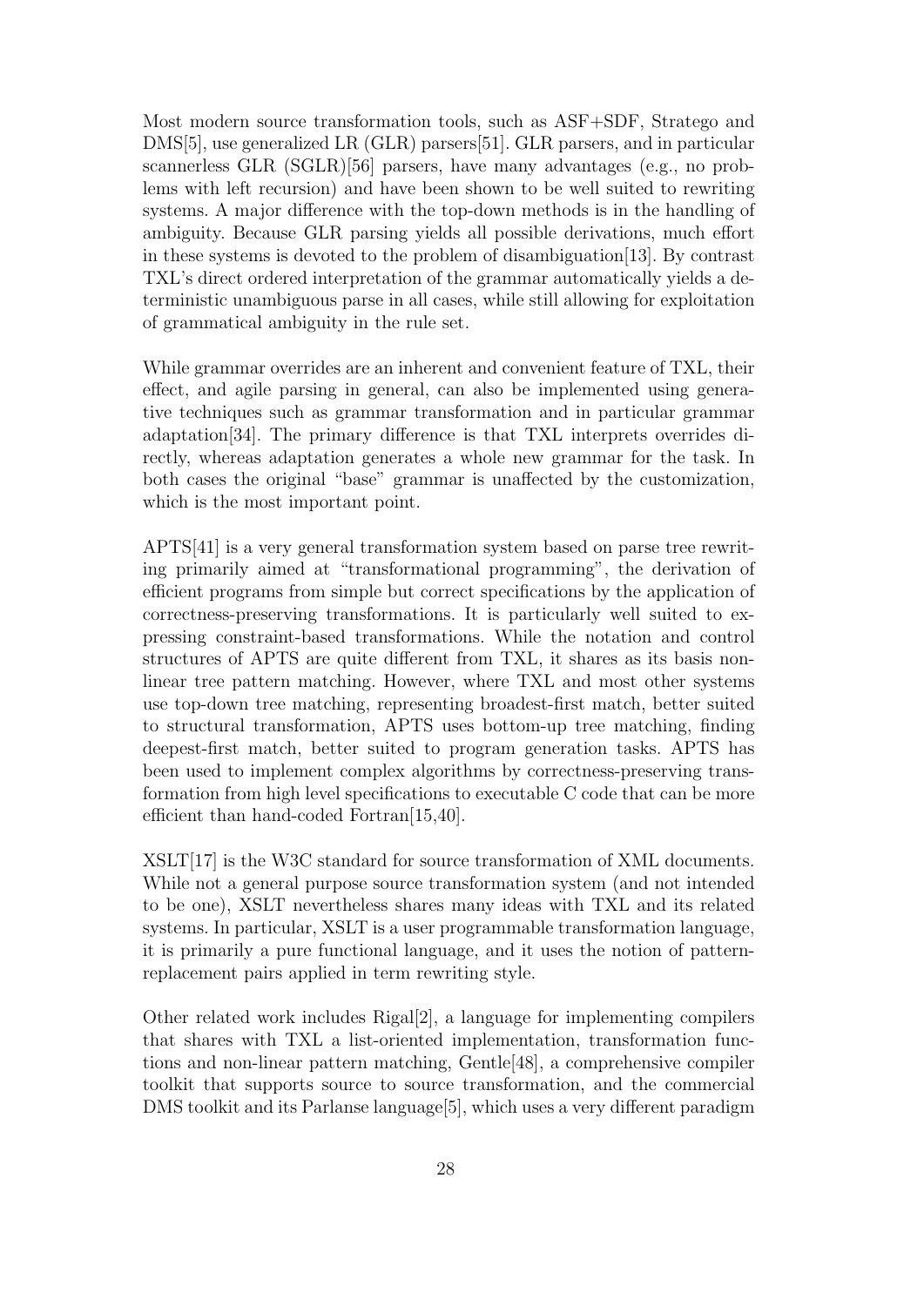Most modern source transformation tools, such as ASF+SDF, Stratego and DMS[5], use generalized LR (GLR) parsers[51]. GLR parsers, and in particular scannerless GLR (SGLR)[56] parsers, have many advantages (e.g., no problems with left recursion) and have been shown to be well suited to rewriting systems. A major difference with the top-down methods is in the handling of ambiguity. Because GLR parsing yields all possible derivations, much effort in these systems is devoted to the problem of disambiguation[13]. By contrast TXL's direct ordered interpretation of the grammar automatically yields a deterministic unambiguous parse in all cases, while still allowing for exploitation of grammatical ambiguity in the rule set.

While grammar overrides are an inherent and convenient feature of TXL, their effect, and agile parsing in general, can also be implemented using generative techniques such as grammar transformation and in particular grammar adaptation[34]. The primary difference is that TXL interprets overrides directly, whereas adaptation generates a whole new grammar for the task. In both cases the original "base" grammar is unaffected by the customization, which is the most important point.

APTS[41] is a very general transformation system based on parse tree rewriting primarily aimed at "transformational programming", the derivation of efficient programs from simple but correct specifications by the application of correctness-preserving transformations. It is particularly well suited to expressing constraint-based transformations. While the notation and control structures of APTS are quite different from TXL, it shares as its basis non-linear tree pattern matching. However, where TXL and most other systems use top-down tree matching, representing broadest-first match, better suited to structural transformation, APTS uses bottom-up tree matching, finding deepest-first match, better suited to program generation tasks. APTS has been used to implement complex algorithms by correctness-preserving transformation from high level specifications to executable C code that can be more efficient than hand-coded Fortran[15,40].

XSLT[17] is the W3C standard for source transformation of XML documents. While not a general purpose source transformation system (and not intended to be one), XSLT nevertheless shares many ideas with TXL and its related systems. In particular, XSLT is a user programmable transformation language, it is primarily a pure functional language, and it uses the notion of pattern-replacement pairs applied in term rewriting style.

Other related work includes Rigal[2], a language for implementing compilers that shares with TXL a list-oriented implementation, transformation functions and non-linear pattern matching, Gentle[48], a comprehensive compiler toolkit that supports source to source transformation, and the commercial DMS toolkit and its Parlanse language[5], which uses a very different paradigm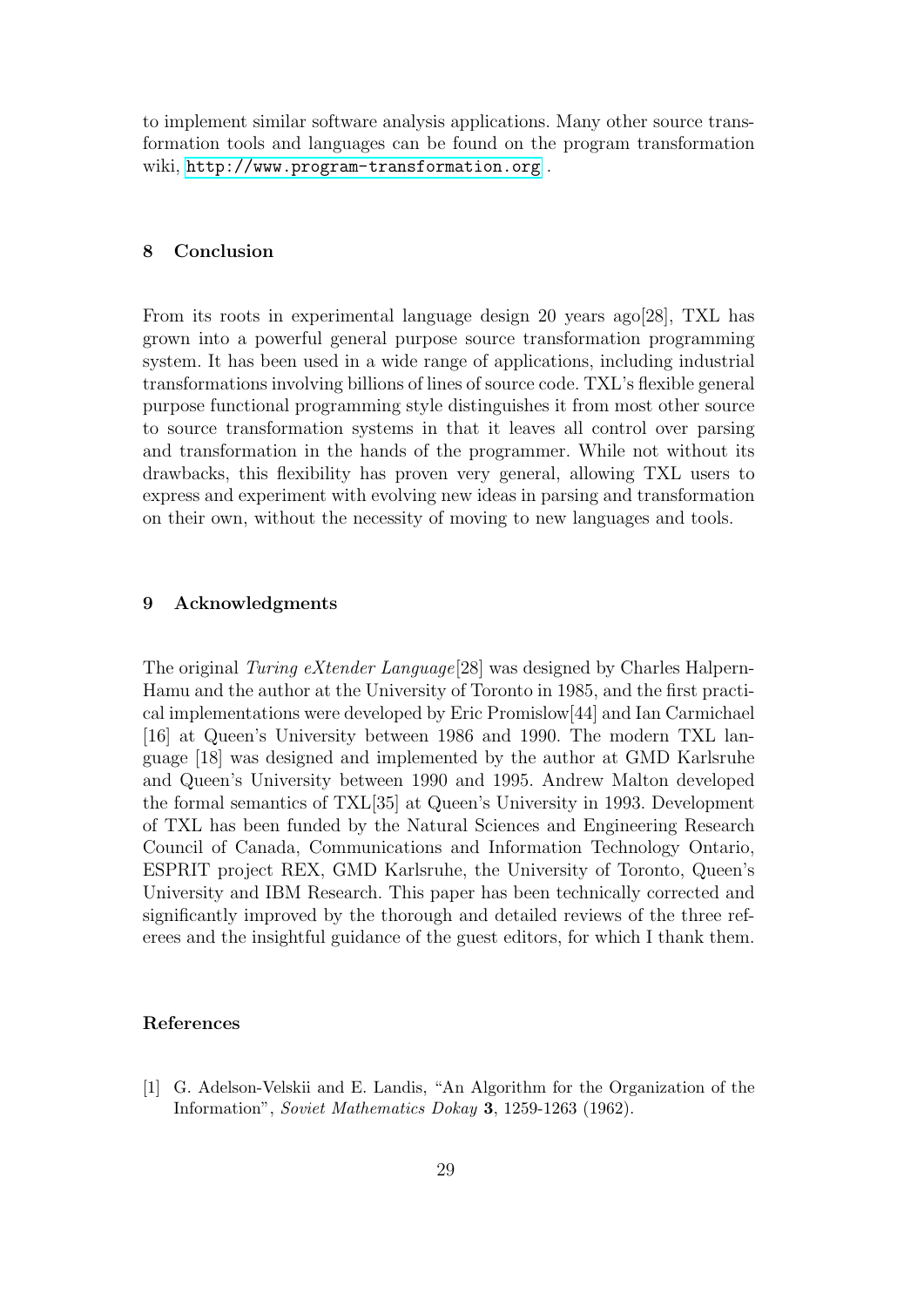to implement similar software analysis applications. Many other source transformation tools and languages can be found on the program transformation wiki, http://www.program-transformation.org .

## 8 Conclusion

From its roots in experimental language design 20 years ago[28], TXL has grown into a powerful general purpose source transformation programming system. It has been used in a wide range of applications, including industrial transformations involving billions of lines of source code. TXL's flexible general purpose functional programming style distinguishes it from most other source to source transformation systems in that it leaves all control over parsing and transformation in the hands of the programmer. While not without its drawbacks, this flexibility has proven very general, allowing TXL users to express and experiment with evolving new ideas in parsing and transformation on their own, without the necessity of moving to new languages and tools.

## 9 Acknowledgments

The original *Turing eXtender Language*[28] was designed by Charles Halpern-Hamu and the author at the University of Toronto in 1985, and the first practical implementations were developed by Eric Promislow[44] and Ian Carmichael [16] at Queen's University between 1986 and 1990. The modern TXL language [18] was designed and implemented by the author at GMD Karlsruhe and Queen's University between 1990 and 1995. Andrew Malton developed the formal semantics of TXL[35] at Queen's University in 1993. Development of TXL has been funded by the Natural Sciences and Engineering Research Council of Canada, Communications and Information Technology Ontario, ESPRIT project REX, GMD Karlsruhe, the University of Toronto, Queen's University and IBM Research. This paper has been technically corrected and significantly improved by the thorough and detailed reviews of the three referees and the insightful guidance of the guest editors, for which I thank them.

## References

[1] G. Adelson-Velskii and E. Landis, "An Algorithm for the Organization of the Information", *Soviet Mathematics Dokay* **3**, 1259-1263 (1962).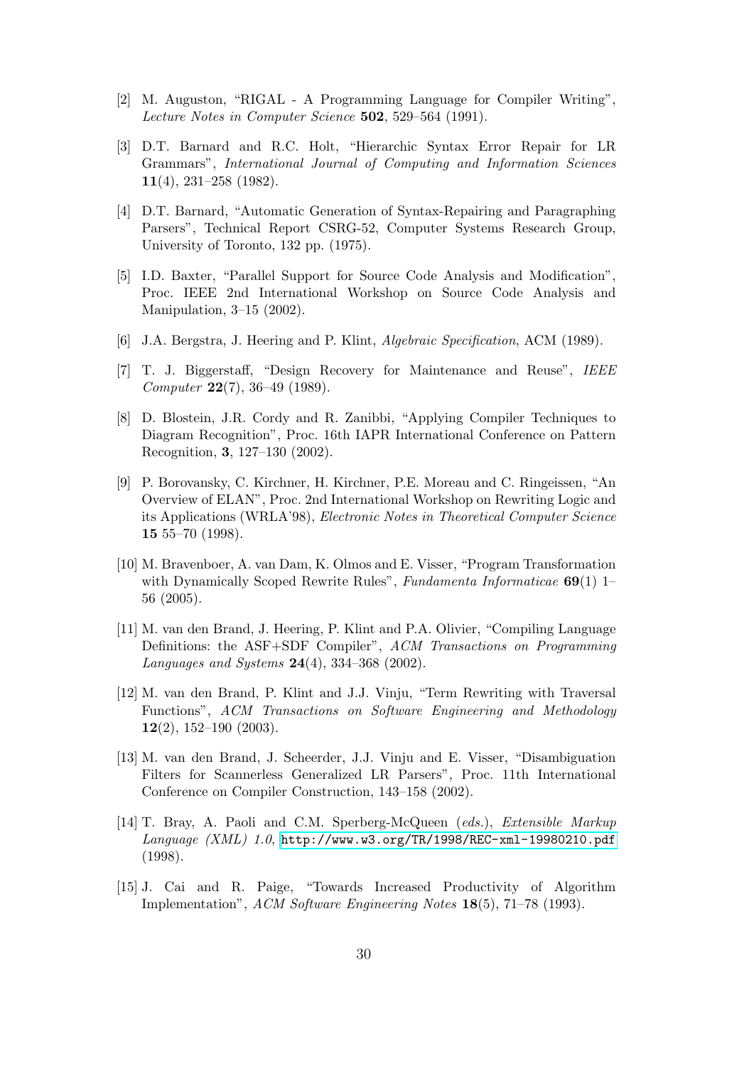[2] M. Auguston, "RIGAL - A Programming Language for Compiler Writing", *Lecture Notes in Computer Science* **502**, 529–564 (1991).

[3] D.T. Barnard and R.C. Holt, "Hierarchic Syntax Error Repair for LR Grammars", *International Journal of Computing and Information Sciences* **11**(4), 231–258 (1982).

[4] D.T. Barnard, "Automatic Generation of Syntax-Repairing and Paragraphing Parsers", Technical Report CSRG-52, Computer Systems Research Group, University of Toronto, 132 pp. (1975).

[5] I.D. Baxter, "Parallel Support for Source Code Analysis and Modification", Proc. IEEE 2nd International Workshop on Source Code Analysis and Manipulation, 3–15 (2002).

[6] J.A. Bergstra, J. Heering and P. Klint, *Algebraic Specification*, ACM (1989).

[7] T. J. Biggerstaff, "Design Recovery for Maintenance and Reuse", *IEEE Computer* **22**(7), 36–49 (1989).

[8] D. Blostein, J.R. Cordy and R. Zanibbi, "Applying Compiler Techniques to Diagram Recognition", Proc. 16th IAPR International Conference on Pattern Recognition, **3**, 127–130 (2002).

[9] P. Borovansky, C. Kirchner, H. Kirchner, P.E. Moreau and C. Ringeissen, "An Overview of ELAN", Proc. 2nd International Workshop on Rewriting Logic and its Applications (WRLA'98), *Electronic Notes in Theoretical Computer Science* **15** 55–70 (1998).

[10] M. Bravenboer, A. van Dam, K. Olmos and E. Visser, "Program Transformation with Dynamically Scoped Rewrite Rules", *Fundamenta Informaticae* **69**(1) 1–56 (2005).

[11] M. van den Brand, J. Heering, P. Klint and P.A. Olivier, "Compiling Language Definitions: the ASF+SDF Compiler", *ACM Transactions on Programming Languages and Systems* **24**(4), 334–368 (2002).

[12] M. van den Brand, P. Klint and J.J. Vinju, "Term Rewriting with Traversal Functions", *ACM Transactions on Software Engineering and Methodology* **12**(2), 152–190 (2003).

[13] M. van den Brand, J. Scheerder, J.J. Vinju and E. Visser, "Disambiguation Filters for Scannerless Generalized LR Parsers", Proc. 11th International Conference on Compiler Construction, 143–158 (2002).

[14] T. Bray, A. Paoli and C.M. Sperberg-McQueen (*eds.*), *Extensible Markup Language (XML) 1.0*, http://www.w3.org/TR/1998/REC-xml-19980210.pdf (1998).

[15] J. Cai and R. Paige, "Towards Increased Productivity of Algorithm Implementation", *ACM Software Engineering Notes* **18**(5), 71–78 (1993).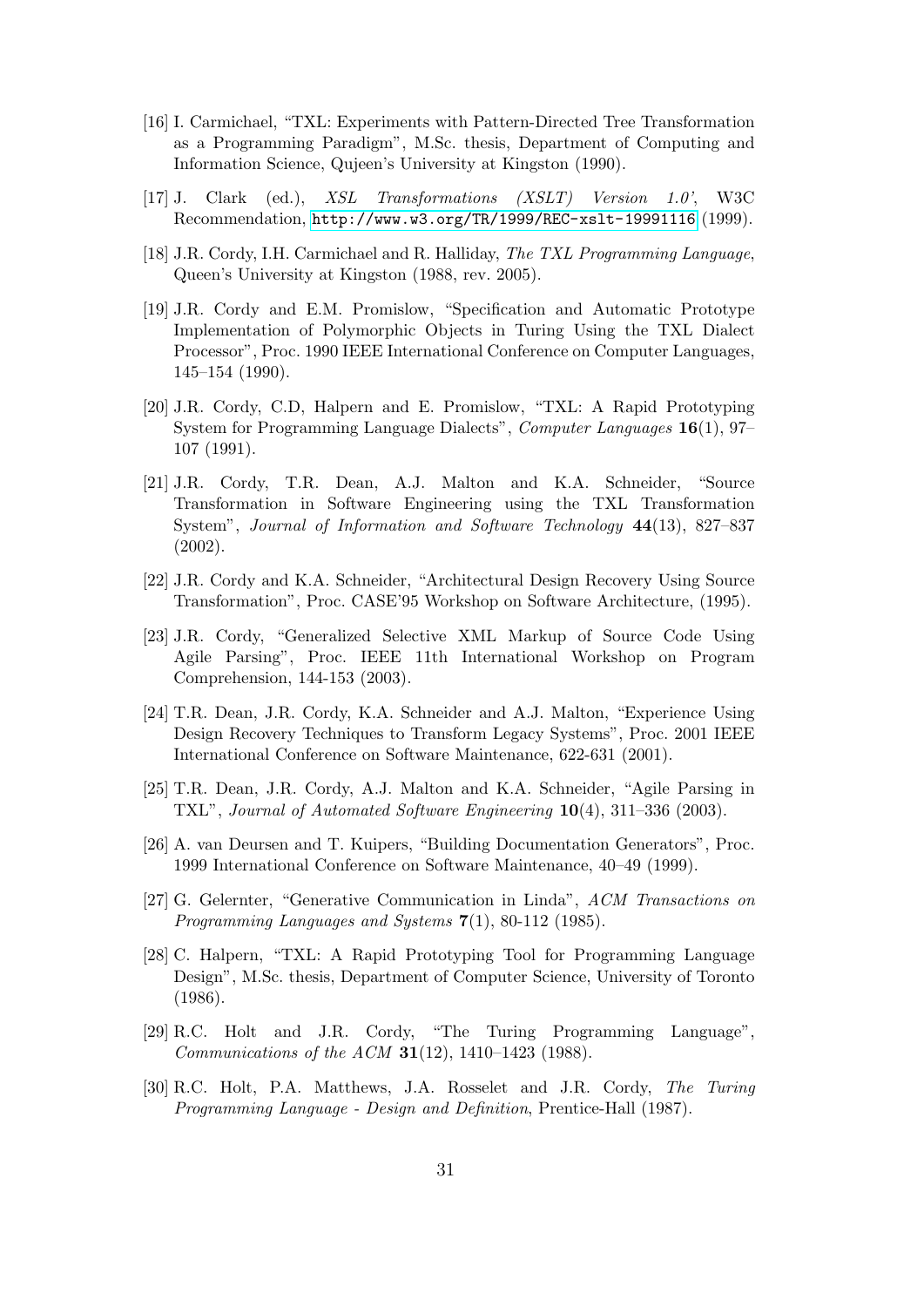[16] I. Carmichael, "TXL: Experiments with Pattern-Directed Tree Transformation as a Programming Paradigm", M.Sc. thesis, Department of Computing and Information Science, Qujeen's University at Kingston (1990).

[17] J. Clark (ed.), *XSL Transformations (XSLT) Version 1.0'*, W3C Recommendation, http://www.w3.org/TR/1999/REC-xslt-19991116 (1999).

[18] J.R. Cordy, I.H. Carmichael and R. Halliday, *The TXL Programming Language*, Queen's University at Kingston (1988, rev. 2005).

[19] J.R. Cordy and E.M. Promislow, "Specification and Automatic Prototype Implementation of Polymorphic Objects in Turing Using the TXL Dialect Processor", Proc. 1990 IEEE International Conference on Computer Languages, 145–154 (1990).

[20] J.R. Cordy, C.D, Halpern and E. Promislow, "TXL: A Rapid Prototyping System for Programming Language Dialects", *Computer Languages* **16**(1), 97–107 (1991).

[21] J.R. Cordy, T.R. Dean, A.J. Malton and K.A. Schneider, "Source Transformation in Software Engineering using the TXL Transformation System", *Journal of Information and Software Technology* **44**(13), 827–837 (2002).

[22] J.R. Cordy and K.A. Schneider, "Architectural Design Recovery Using Source Transformation", Proc. CASE'95 Workshop on Software Architecture, (1995).

[23] J.R. Cordy, "Generalized Selective XML Markup of Source Code Using Agile Parsing", Proc. IEEE 11th International Workshop on Program Comprehension, 144-153 (2003).

[24] T.R. Dean, J.R. Cordy, K.A. Schneider and A.J. Malton, "Experience Using Design Recovery Techniques to Transform Legacy Systems", Proc. 2001 IEEE International Conference on Software Maintenance, 622-631 (2001).

[25] T.R. Dean, J.R. Cordy, A.J. Malton and K.A. Schneider, "Agile Parsing in TXL", *Journal of Automated Software Engineering* **10**(4), 311–336 (2003).

[26] A. van Deursen and T. Kuipers, "Building Documentation Generators", Proc. 1999 International Conference on Software Maintenance, 40–49 (1999).

[27] G. Gelernter, "Generative Communication in Linda", *ACM Transactions on Programming Languages and Systems* **7**(1), 80-112 (1985).

[28] C. Halpern, "TXL: A Rapid Prototyping Tool for Programming Language Design", M.Sc. thesis, Department of Computer Science, University of Toronto (1986).

[29] R.C. Holt and J.R. Cordy, "The Turing Programming Language", *Communications of the ACM* **31**(12), 1410–1423 (1988).

[30] R.C. Holt, P.A. Matthews, J.A. Rosselet and J.R. Cordy, *The Turing Programming Language - Design and Definition*, Prentice-Hall (1987).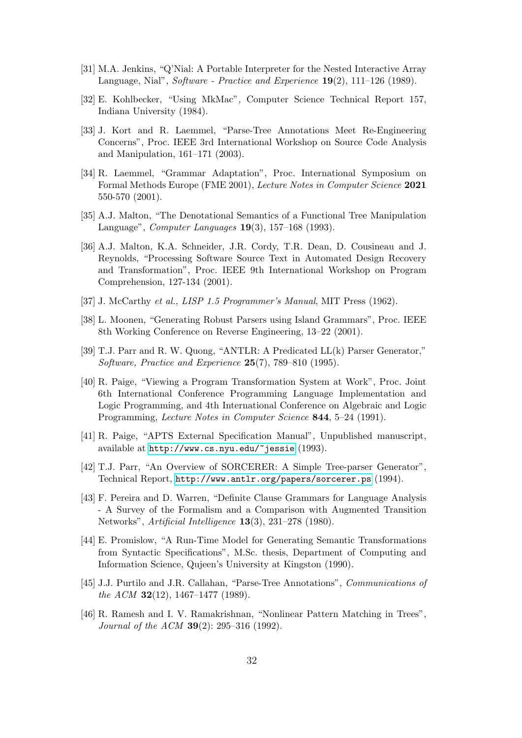[31] M.A. Jenkins, "Q'Nial: A Portable Interpreter for the Nested Interactive Array Language, Nial", *Software - Practice and Experience* **19**(2), 111–126 (1989).

[32] E. Kohlbecker, "Using MkMac", Computer Science Technical Report 157, Indiana University (1984).

[33] J. Kort and R. Laemmel, "Parse-Tree Annotations Meet Re-Engineering Concerns", Proc. IEEE 3rd International Workshop on Source Code Analysis and Manipulation, 161–171 (2003).

[34] R. Laemmel, "Grammar Adaptation", Proc. International Symposium on Formal Methods Europe (FME 2001), *Lecture Notes in Computer Science* **2021** 550-570 (2001).

[35] A.J. Malton, "The Denotational Semantics of a Functional Tree Manipulation Language", *Computer Languages* **19**(3), 157–168 (1993).

[36] A.J. Malton, K.A. Schneider, J.R. Cordy, T.R. Dean, D. Cousineau and J. Reynolds, "Processing Software Source Text in Automated Design Recovery and Transformation", Proc. IEEE 9th International Workshop on Program Comprehension, 127-134 (2001).

[37] J. McCarthy *et al.*, *LISP 1.5 Programmer's Manual*, MIT Press (1962).

[38] L. Moonen, "Generating Robust Parsers using Island Grammars", Proc. IEEE 8th Working Conference on Reverse Engineering, 13–22 (2001).

[39] T.J. Parr and R. W. Quong, "ANTLR: A Predicated LL(k) Parser Generator," *Software, Practice and Experience* **25**(7), 789–810 (1995).

[40] R. Paige, "Viewing a Program Transformation System at Work", Proc. Joint 6th International Conference Programming Language Implementation and Logic Programming, and 4th International Conference on Algebraic and Logic Programming, *Lecture Notes in Computer Science* **844**, 5–24 (1991).

[41] R. Paige, "APTS External Specification Manual", Unpublished manuscript, available at http://www.cs.nyu.edu/~jessie (1993).

[42] T.J. Parr, "An Overview of SORCERER: A Simple Tree-parser Generator", Technical Report, http://www.antlr.org/papers/sorcerer.ps (1994).

[43] F. Pereira and D. Warren, "Definite Clause Grammars for Language Analysis - A Survey of the Formalism and a Comparison with Augmented Transition Networks", *Artificial Intelligence* **13**(3), 231–278 (1980).

[44] E. Promislow, "A Run-Time Model for Generating Semantic Transformations from Syntactic Specifications", M.Sc. thesis, Department of Computing and Information Science, Qujeen's University at Kingston (1990).

[45] J.J. Purtilo and J.R. Callahan, "Parse-Tree Annotations", *Communications of the ACM* **32**(12), 1467–1477 (1989).

[46] R. Ramesh and I. V. Ramakrishnan, "Nonlinear Pattern Matching in Trees", *Journal of the ACM* **39**(2): 295–316 (1992).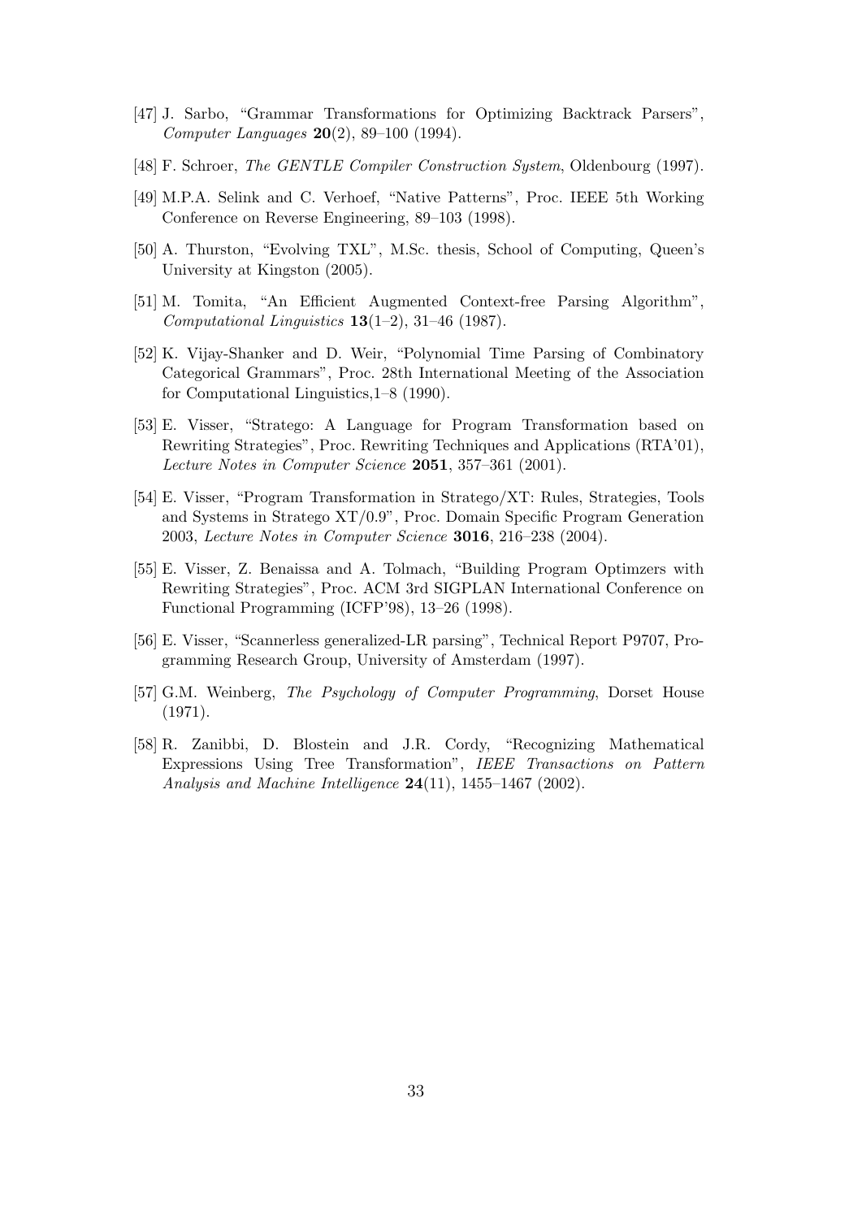[47] J. Sarbo, "Grammar Transformations for Optimizing Backtrack Parsers", *Computer Languages* **20**(2), 89–100 (1994).

[48] F. Schroer, *The GENTLE Compiler Construction System*, Oldenbourg (1997).

[49] M.P.A. Selink and C. Verhoef, "Native Patterns", Proc. IEEE 5th Working Conference on Reverse Engineering, 89–103 (1998).

[50] A. Thurston, "Evolving TXL", M.Sc. thesis, School of Computing, Queen's University at Kingston (2005).

[51] M. Tomita, "An Efficient Augmented Context-free Parsing Algorithm", *Computational Linguistics* **13**(1–2), 31–46 (1987).

[52] K. Vijay-Shanker and D. Weir, "Polynomial Time Parsing of Combinatory Categorical Grammars", Proc. 28th International Meeting of the Association for Computational Linguistics,1–8 (1990).

[53] E. Visser, "Stratego: A Language for Program Transformation based on Rewriting Strategies", Proc. Rewriting Techniques and Applications (RTA'01), *Lecture Notes in Computer Science* **2051**, 357–361 (2001).

[54] E. Visser, "Program Transformation in Stratego/XT: Rules, Strategies, Tools and Systems in Stratego XT/0.9", Proc. Domain Specific Program Generation 2003, *Lecture Notes in Computer Science* **3016**, 216–238 (2004).

[55] E. Visser, Z. Benaissa and A. Tolmach, "Building Program Optimzers with Rewriting Strategies", Proc. ACM 3rd SIGPLAN International Conference on Functional Programming (ICFP'98), 13–26 (1998).

[56] E. Visser, "Scannerless generalized-LR parsing", Technical Report P9707, Programming Research Group, University of Amsterdam (1997).

[57] G.M. Weinberg, *The Psychology of Computer Programming*, Dorset House (1971).

[58] R. Zanibbi, D. Blostein and J.R. Cordy, "Recognizing Mathematical Expressions Using Tree Transformation", *IEEE Transactions on Pattern Analysis and Machine Intelligence* **24**(11), 1455–1467 (2002).